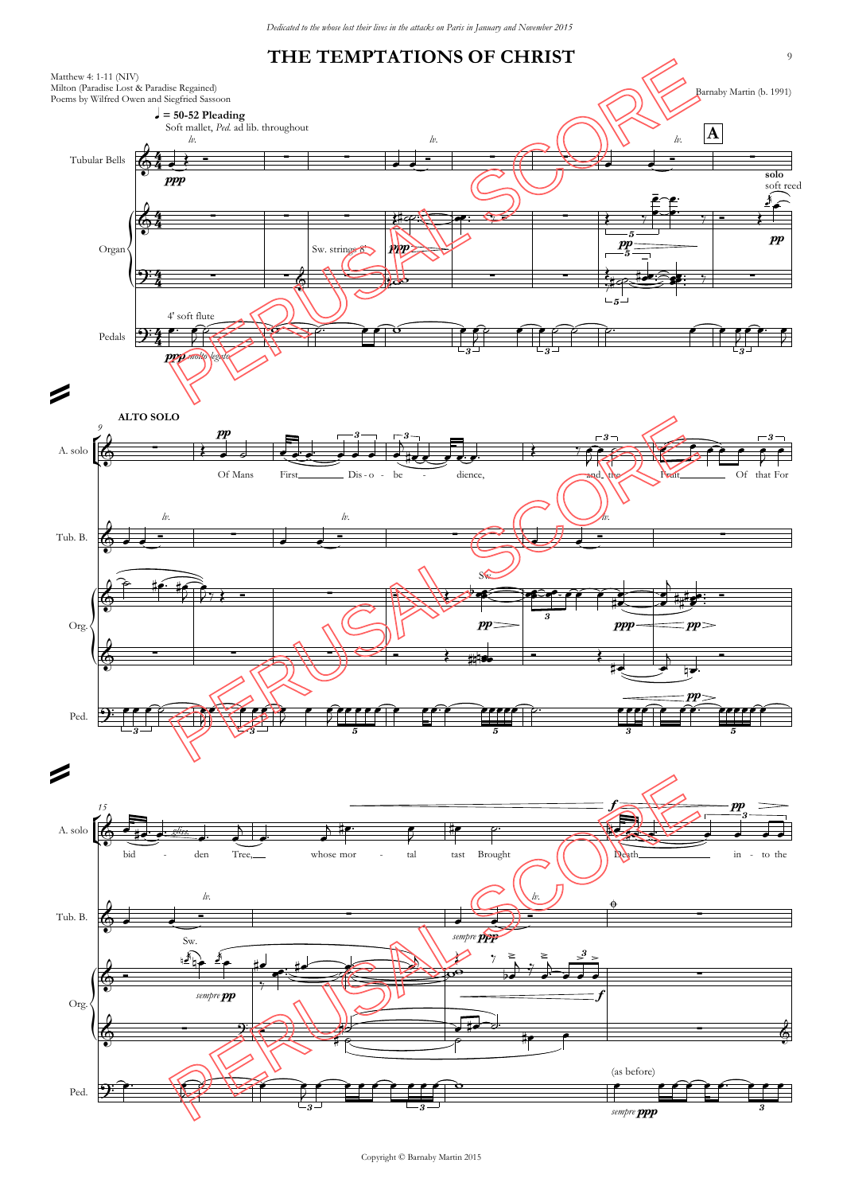*Dedicated to the whose lost their lives in the attacks on Paris in January and November 2015*

# THE TEMPTATIONS OF CHRIST

Matthew 4: 1-11 (NIV)
Milton (Paradise Lost & Paradise Regained)
Poems by Wilfred Owen and Siegfried Sassoon

Barnaby Martin (b. 1991)

♩ = 50-52 **Pleading**

Soft mallet, *Ped.* ad lib. throughout

Tubular Bells

Organ

Pedals

4' soft flute

*ppp molto legato*

Sw. strings 8'

**A**

solo
soft reed

**ALTO SOLO**

A. solo

Of Mans First Dis - o - be - dience, and the Fruit Of that For

Tub. B.

Org.

Ped.

bid - den Tree, whose mor - tal tast Brought Death in - to the

*gliss.*

*sempre pp*

*sempre ppp*

(as before)

PERUSAL SCORE

Copyright © Barnaby Martin 2015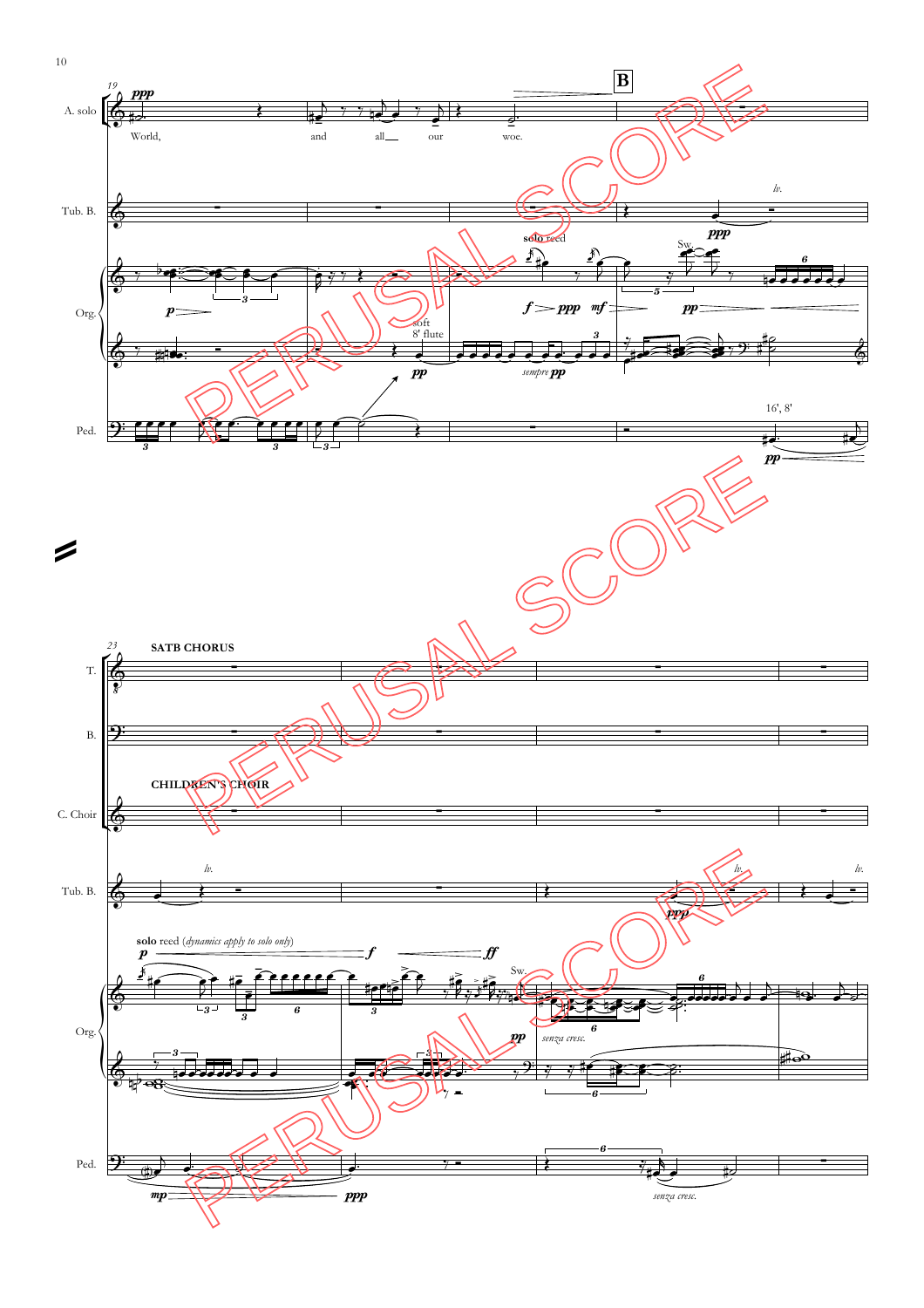A. solo

World, and all our woe.

**B**

Tub. B.

Org.

Ped.

solo reed

soft 8' flute

Sw.

*sempre* **pp**

16', 8'

**SATB CHORUS**

T.

B.

**CHILDREN'S CHOIR**

C. Choir

Tub. B.

**solo** reed (*dynamics apply to solo only*)

Org.

Sw.

*senza cresc.*

Ped.

*senza cresc.*

PERUSAL SCORE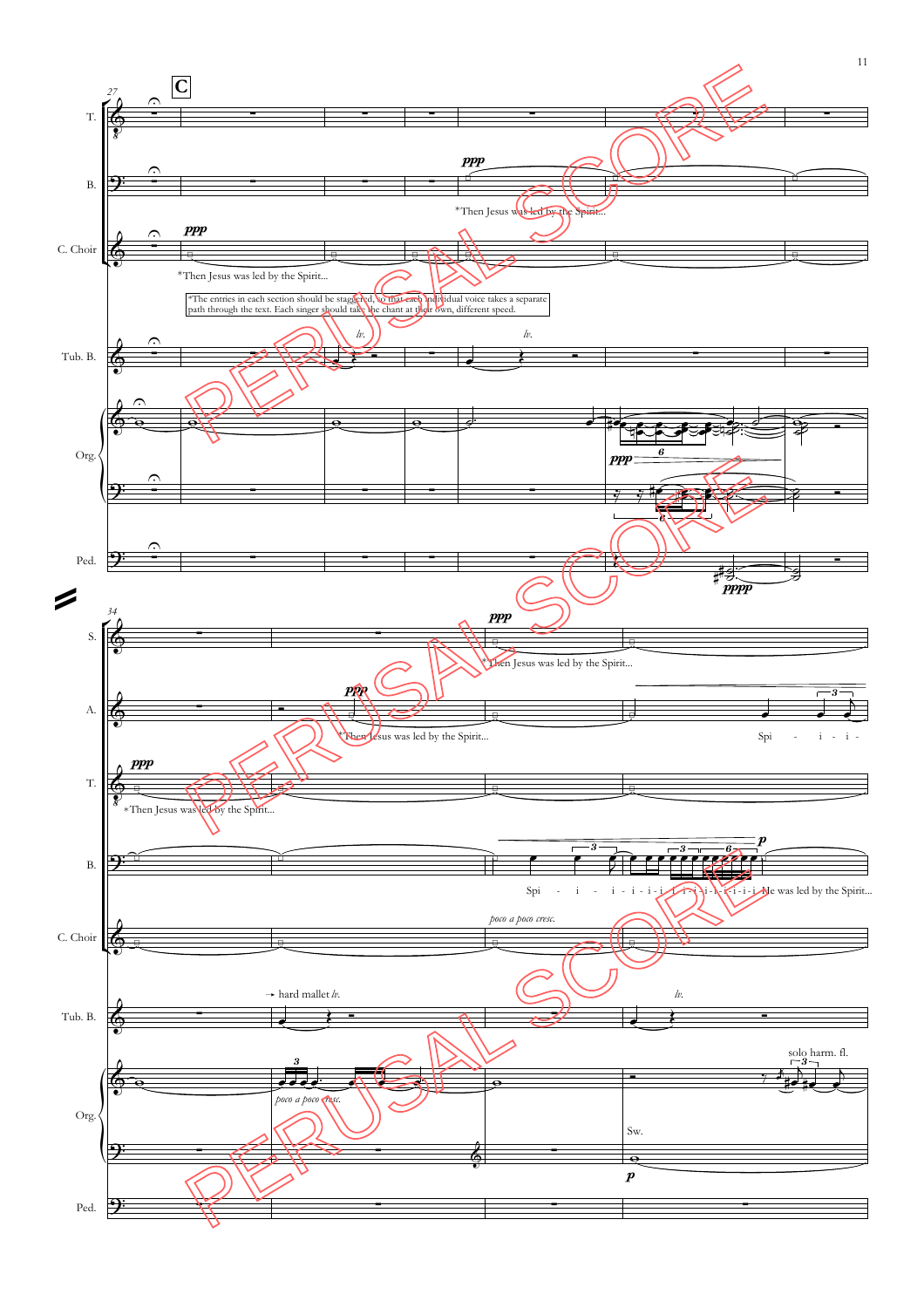*The entries in each section should be staggered, so that each individual voice takes a separate path through the text. Each singer should take the chant at their own, different speed.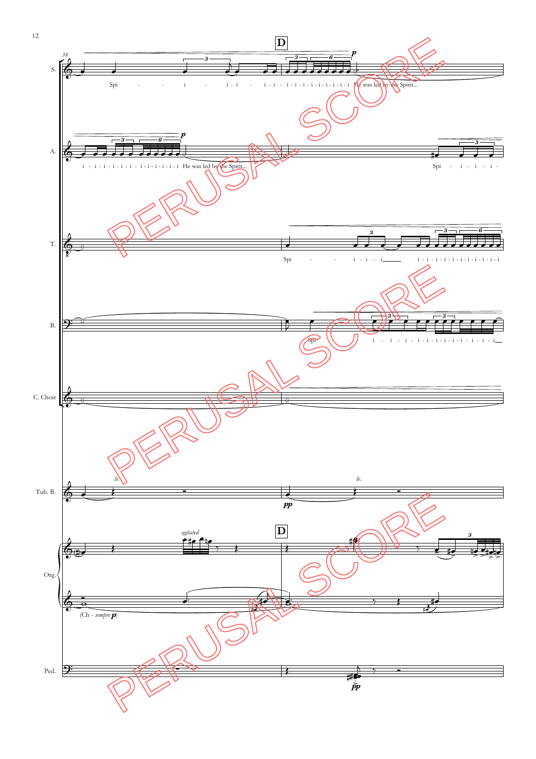**D**

S. — Spi - - - i - i - i - i - i - i - i - i - i - i - i - i - i - i He was led by the Spirit...

A. — i - i - i - i - i - i - i - i - i - i - i - i He was led by the Spirit... Spi - i - i - i -

T. — Spi - - - i - i - i\_\_\_\_ i - i - i - i - i - i - i - i - i - i - i

B. — Spi - - - i - i - i - i - i - i - i - i - i - i - i\_\_

C. Choir

Tub. B. — *l.v.* *pp* *l.v.*

Org. — *agitated* (Ch - *sempre* *p*)

Ped. — *pp*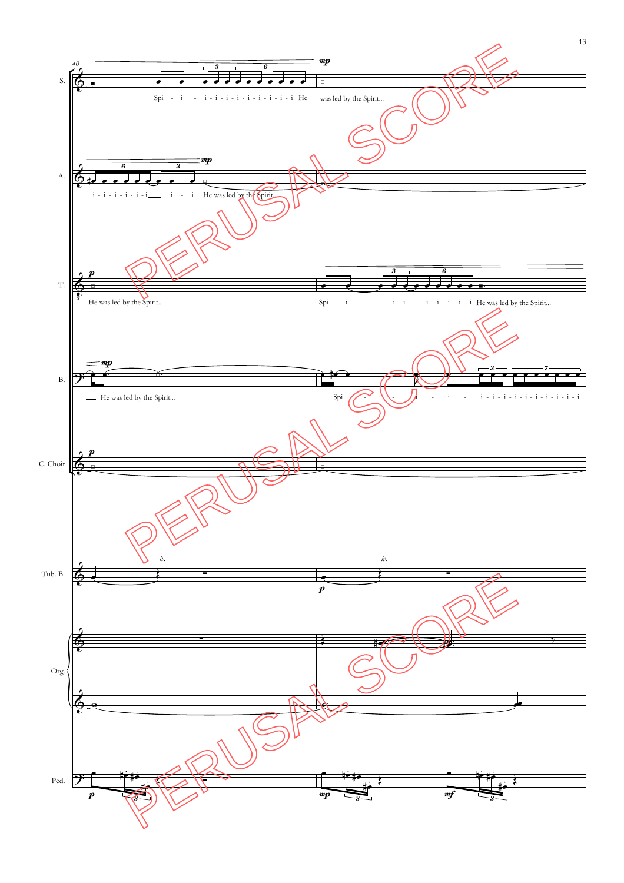40

S. Spi - i - i - i - i - i - i - i - i - i - i He was led by the Spirit...

*mp*

A. i - i - i - i - i - i ___ i - i He was led by the Spirit...

*mp*

T. *p* He was led by the Spirit...

Spi - i - i - i - i - i - i - i - i He was led by the Spirit...

B. *mp* ___ He was led by the Spirit...

Spi - - - i - i - i - i - i - i - i - i - i - i - i - i

C. Choir *p*

Tub. B. *l.v.* *l.v.* *p*

Org.

Ped. *p* *mp* *mf*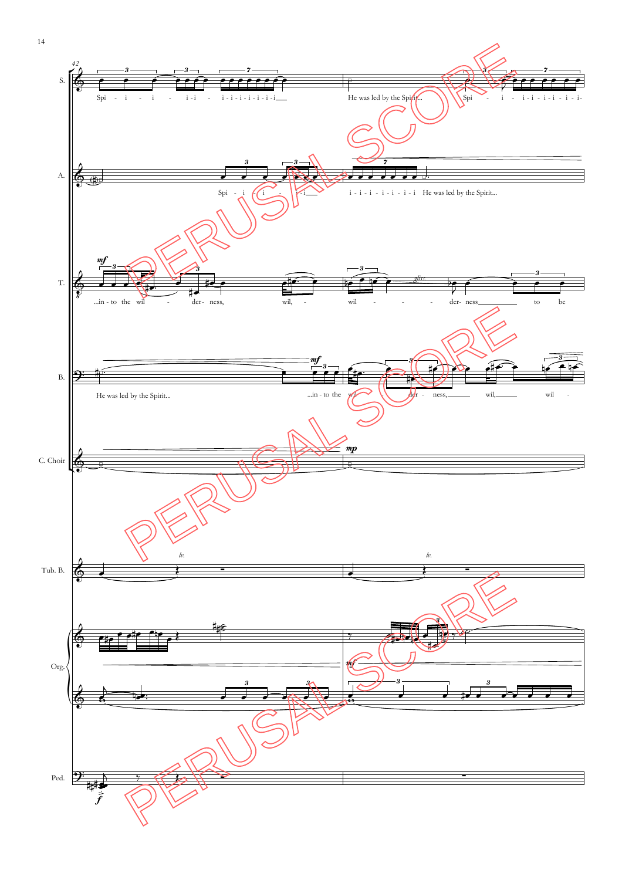S.

Spi - i - i - i-i - i-i-i-i-i-i-i

He was led by the Spirit... Spi - i - i-i-i-i-i-i-i-

A.

Spi - i - i - i-i

i-i-i-i-i-i-i He was led by the Spirit...

T.

*mf*

...in - to the wil - der- ness, wil, -

wil - - - der- ness to be

*gliss.*

B.

He was led by the Spirit...

*mf*

...in - to the wil - der - ness, wil, wil -

C. Choir

*mp*

Tub. B.

*l.v.* *l.v.*

Org.

*mf*

Ped.

*f*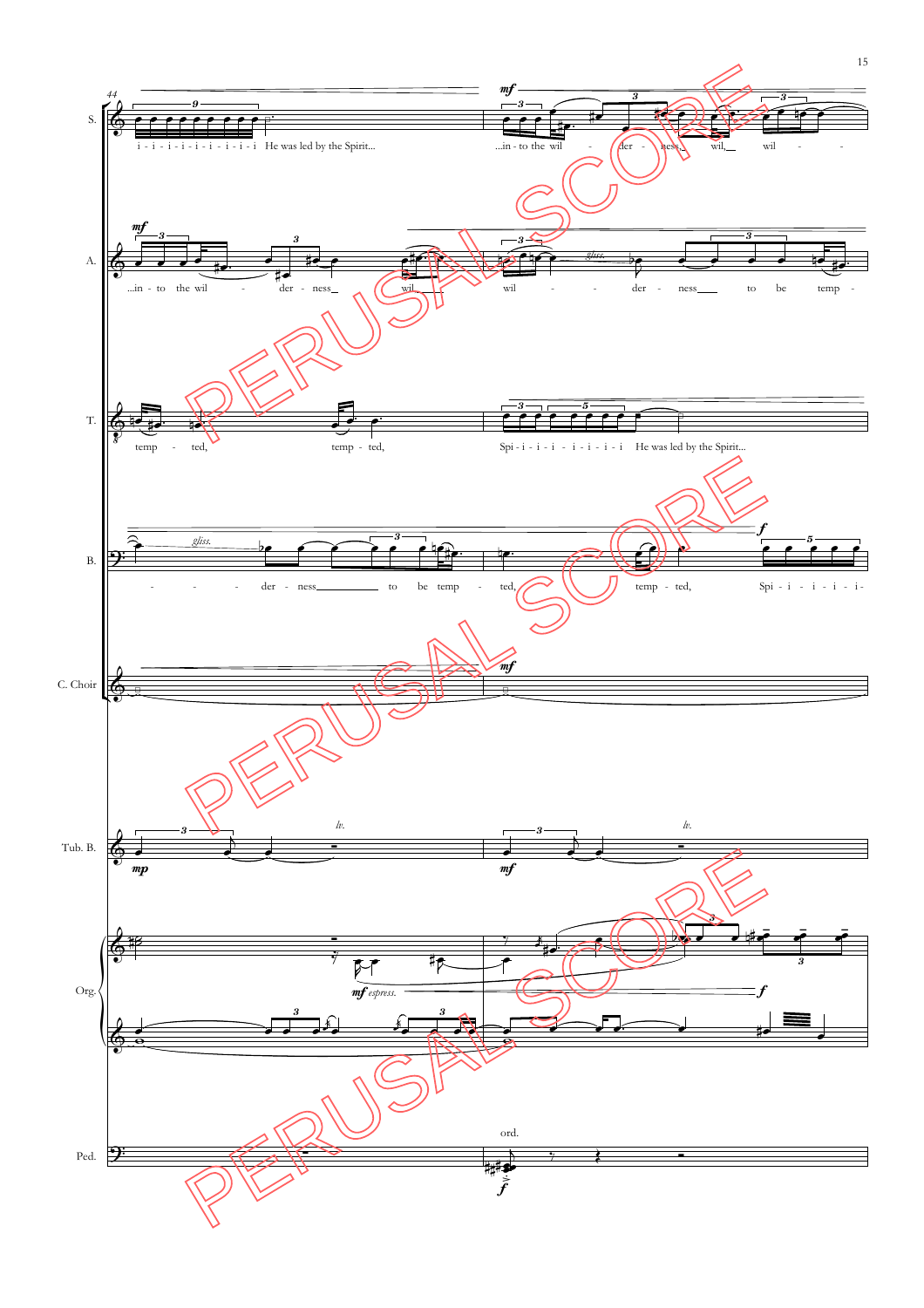S.
i - i - i - i - i - i - i - i - i He was led by the Spirit...
...in - to the wil - der - ness, wil, wil -

A.
...in - to the wil - der - ness wil
wil - der - ness to be temp -

T.
temp - ted, temp - ted,
Spi - i - i - i - i - i - i - i He was led by the Spirit...

B.
- - - der - ness to be temp - ted, temp - ted,
Spi - i - i - i - i -

C. Choir

Tub. B.

Org.

*mf espress.*

Ped.

ord.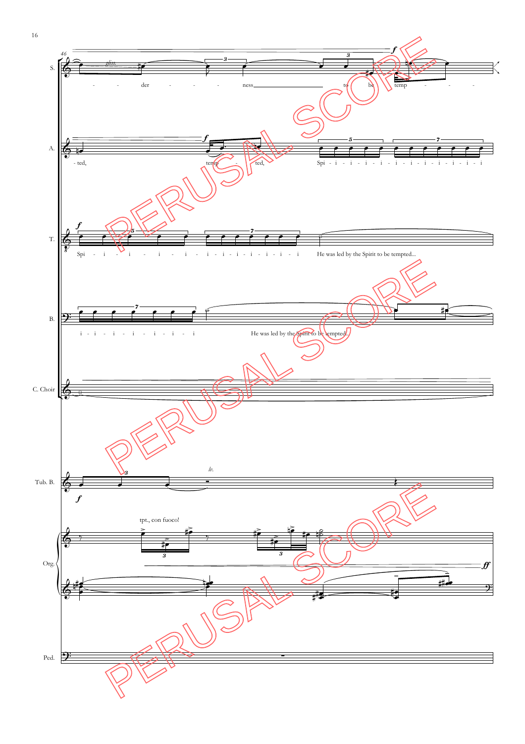46

S. — der - ness to be temp -

A. — ted, temp - ted, Spi - i - i - i - i - i - i - i - i - i - i - i

T. — Spi - i - i - i - i - i - i - i - i - i - i - i He was led by the Spirit to be tempted...

B. — i - i - i - i - i - i - i He was led by the Spirit to be tempted...

C. Choir

Tub. B. — *l.v.*

Org. — tpt., con fuoco!

Ped.

PERUSAL SCORE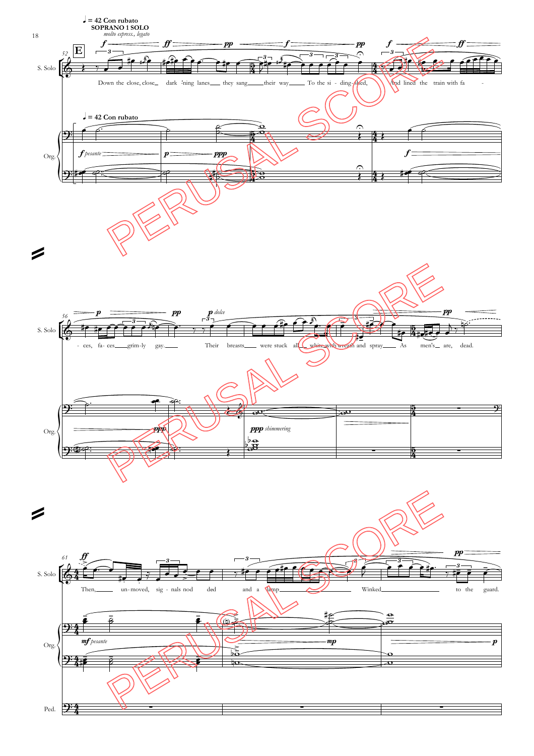♩ = 42 Con rubato

SOPRANO 1 SOLO

*molto espress., legato*

E

Down the close, close dark 'ning lanes they sang their way To the si - ding-shed, And lined the train with fa - ces, fa- ces grim-ly gay. Their breasts were stuck all white with wreath and spray As men's are, dead.

Then, un-moved, sig - nals nod ded and a lamp Winked to the guard.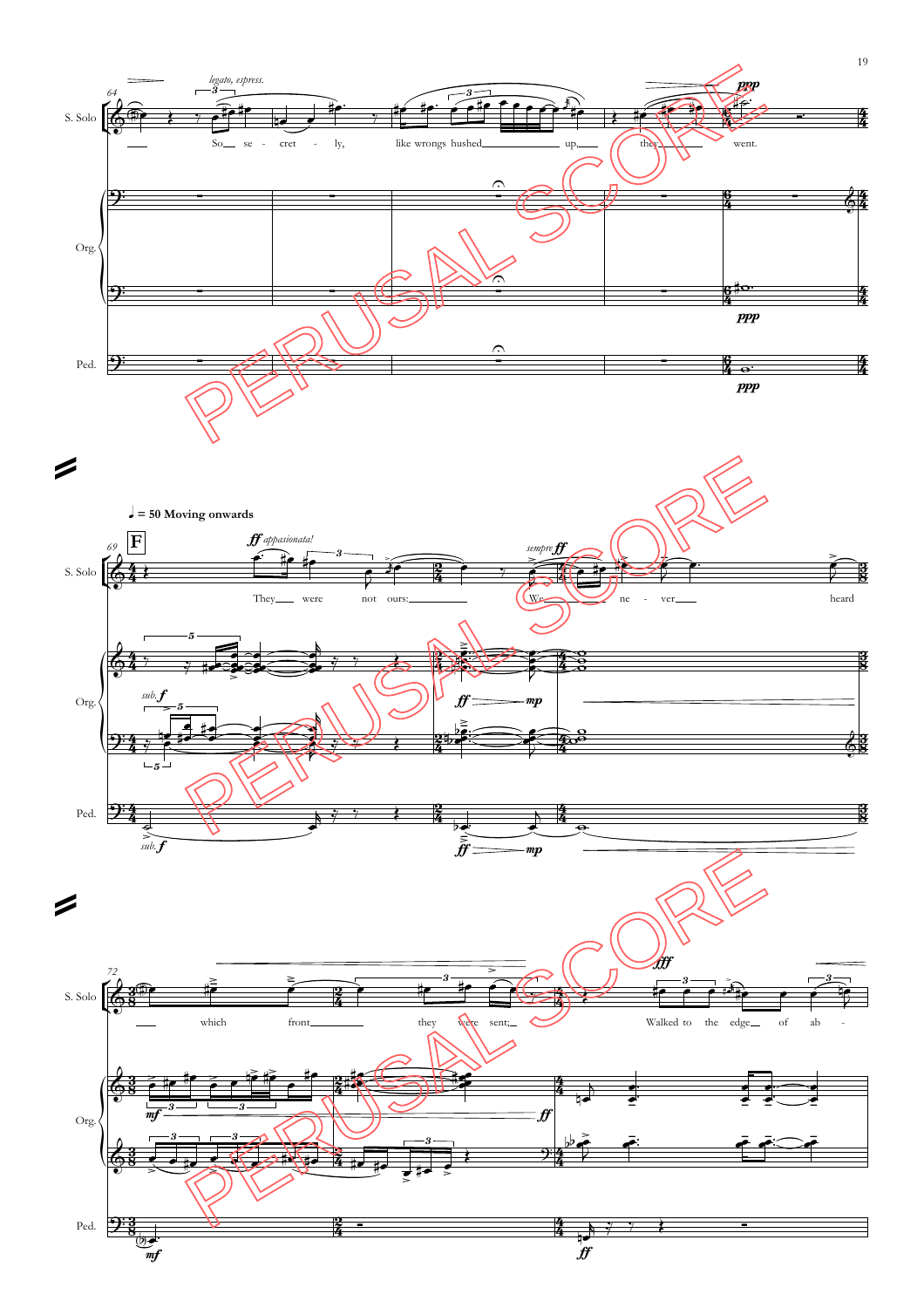S. Solo

Org.

Ped.

*legato, espress.*

So se - cret - ly, like wrongs hushed up, they went.

**F**

♩ = 50 Moving onwards

*ff appassionata!*

They were not ours: We ne - ver heard

*sempre ff*

which front they were sent; Walked to the edge of ab -

PERUSAL SCORE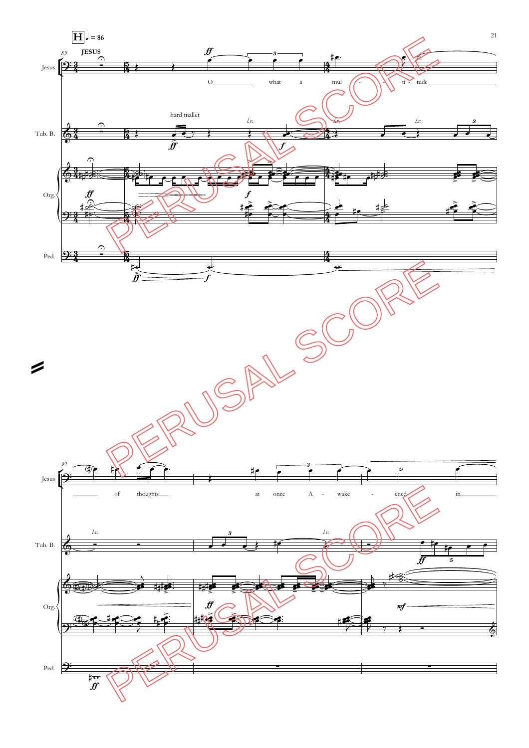**H** ♩ = 86

89 **JESUS**

Jesus: O what a mul - - ti - tude

Tub. B. — hard mallet — *ff* — *l.v.* — *f* — *l.v.* — *l.v.*

Org. — *ff* — *f*

Ped. — *ff* — *f*

92

Jesus: of thoughts at once A - wake - ened in

Tub. B. — *l.v.* — *l.v.* — *ff*

Org. — *ff* — *mf*

Ped. — *ff*

PERUSAL SCORE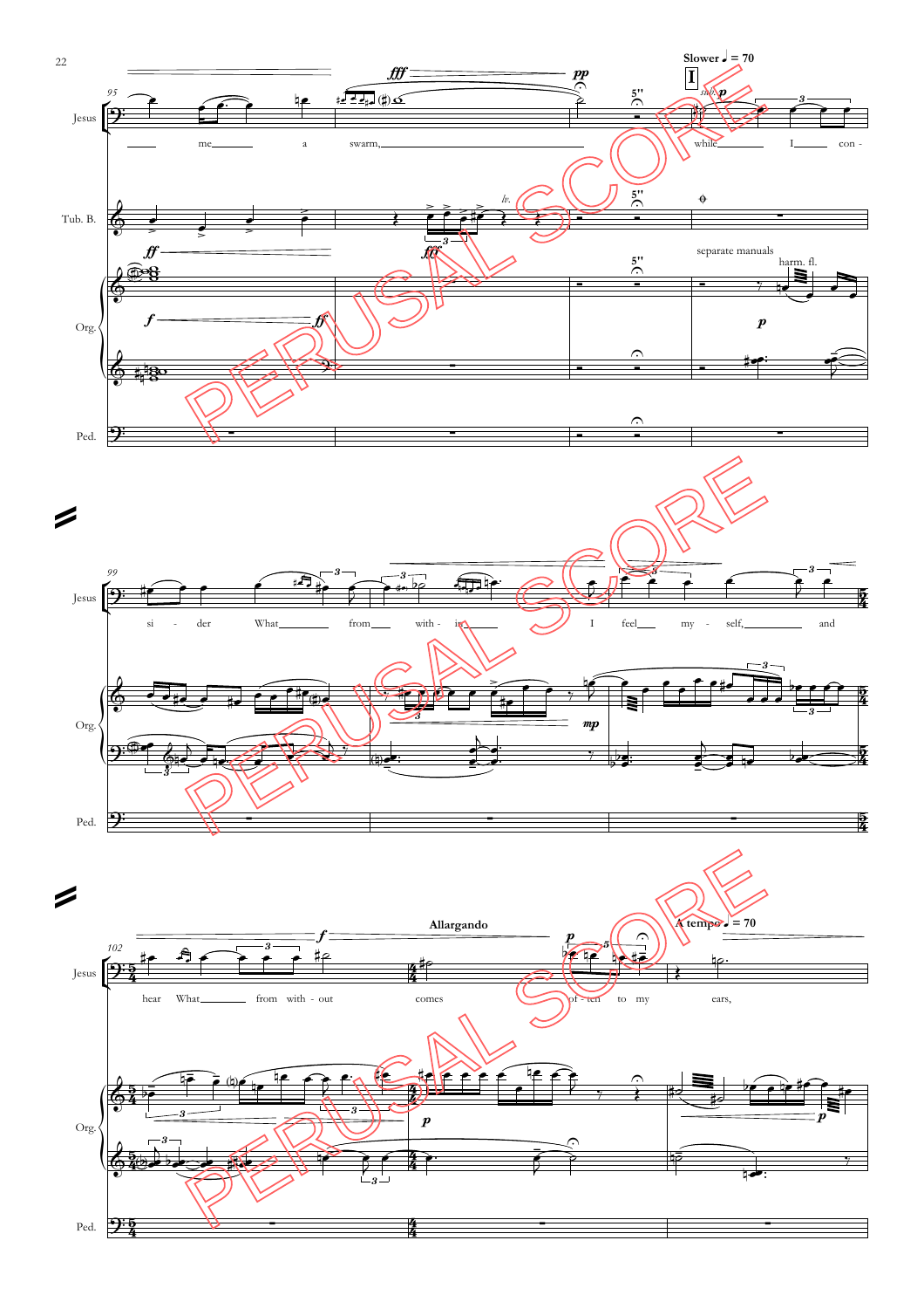Slower ♩ = 70

**I**

Jesus: me a swarm, while I con - si - der What from with - in I feel my - self, and hear What from with - out comes of - ten to my ears,

Tub. B.

Org.: separate manuals, harm. fl.

Ped.

Allargando

A tempo ♩ = 70

PERUSAL SCORE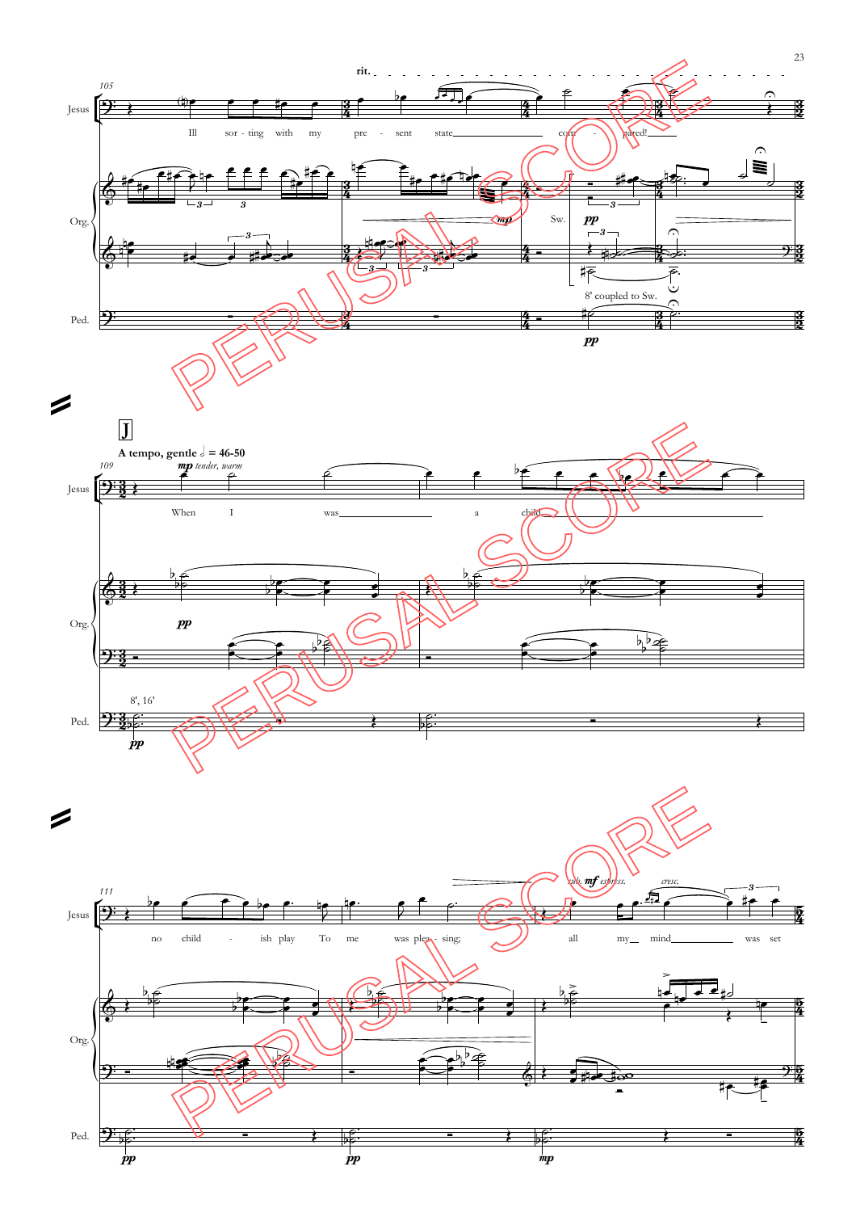rit.

105

Jesus

Ill sor - ting with my pre - sent state com - pared!

Org.

*mp*

Sw. *pp*

8' coupled to Sw.

Ped.

*pp*

J

**A tempo, gentle** 𝅗𝅥 **= 46-50**

109

*mp tender, warm*

Jesus

When I was a child

Org.

*pp*

8', 16'

Ped.

*pp*

111

*sub.* ***mf*** *espress.* *cresc.*

Jesus

no child - ish play To me was plea - sing; all my mind was set

Org.

Ped.

*pp* *pp* *mp*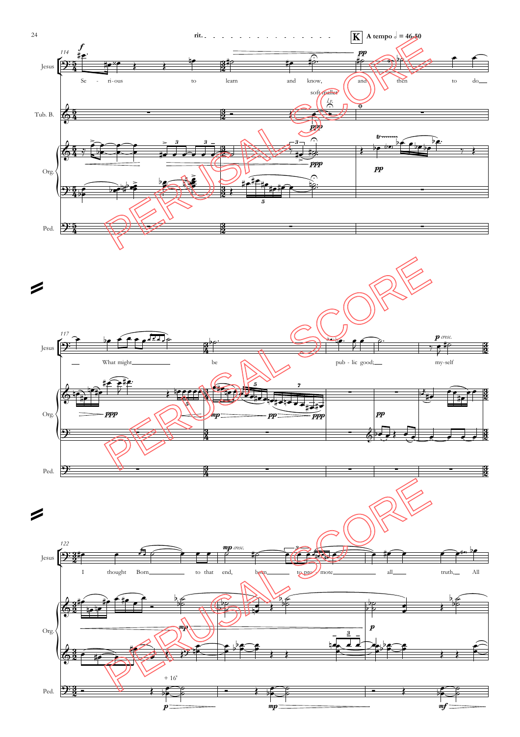rit. — **K** A tempo 𝅗𝅥 = 46-50

114

Jesus: Se - ri-ous to learn and know, and then to do

Tub. B.: soft mallet, l.v.

Org.

Ped.

117

Jesus: What might be pub - lic good; my-self

Org.

Ped.

122

Jesus: I thought Born to that end, born to pro - mote all truth, All

Org.

Ped.: + 16'

PERUSAL SCORE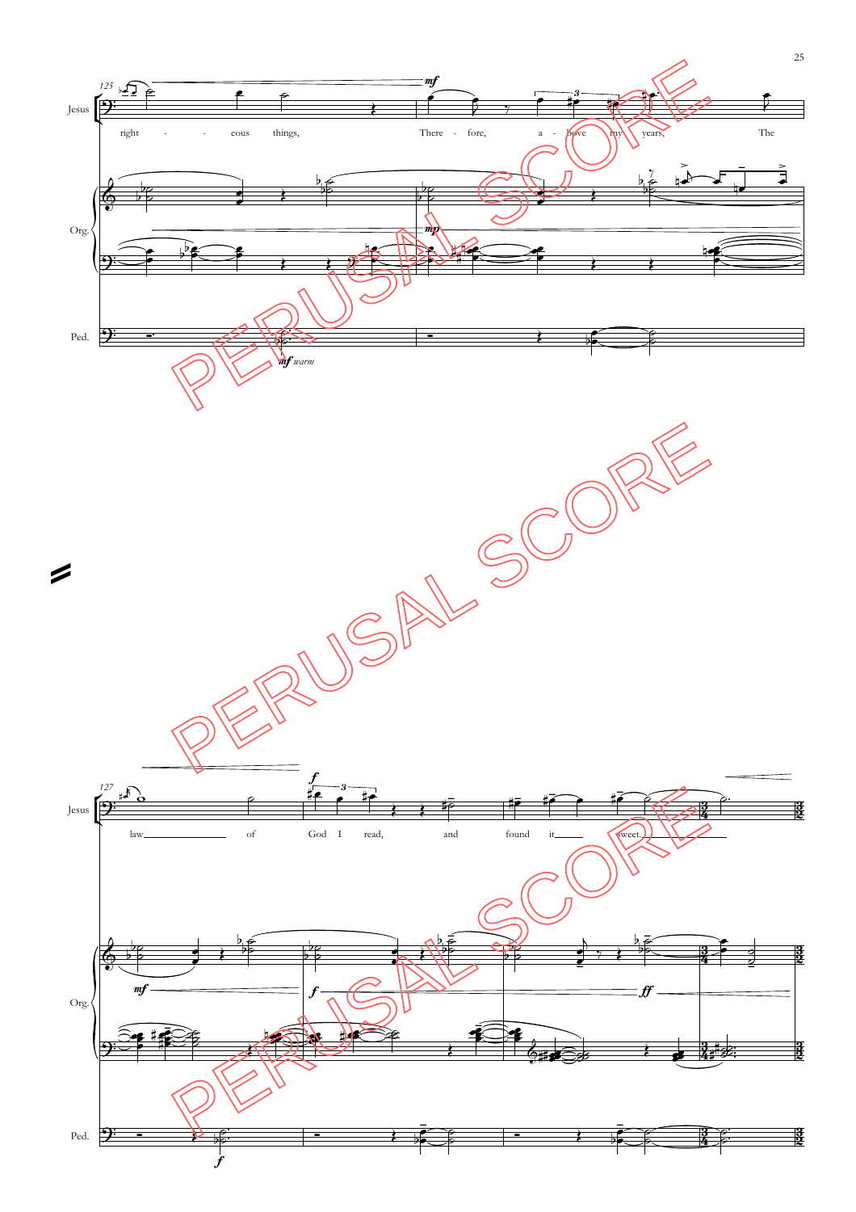125

Jesus: right - - eous things, There - fore, a - bove my years, The

Org.

Ped.

*mf warm*

127

Jesus: law of God I read, and found it sweet.

Org.

Ped.

PERUSAL SCORE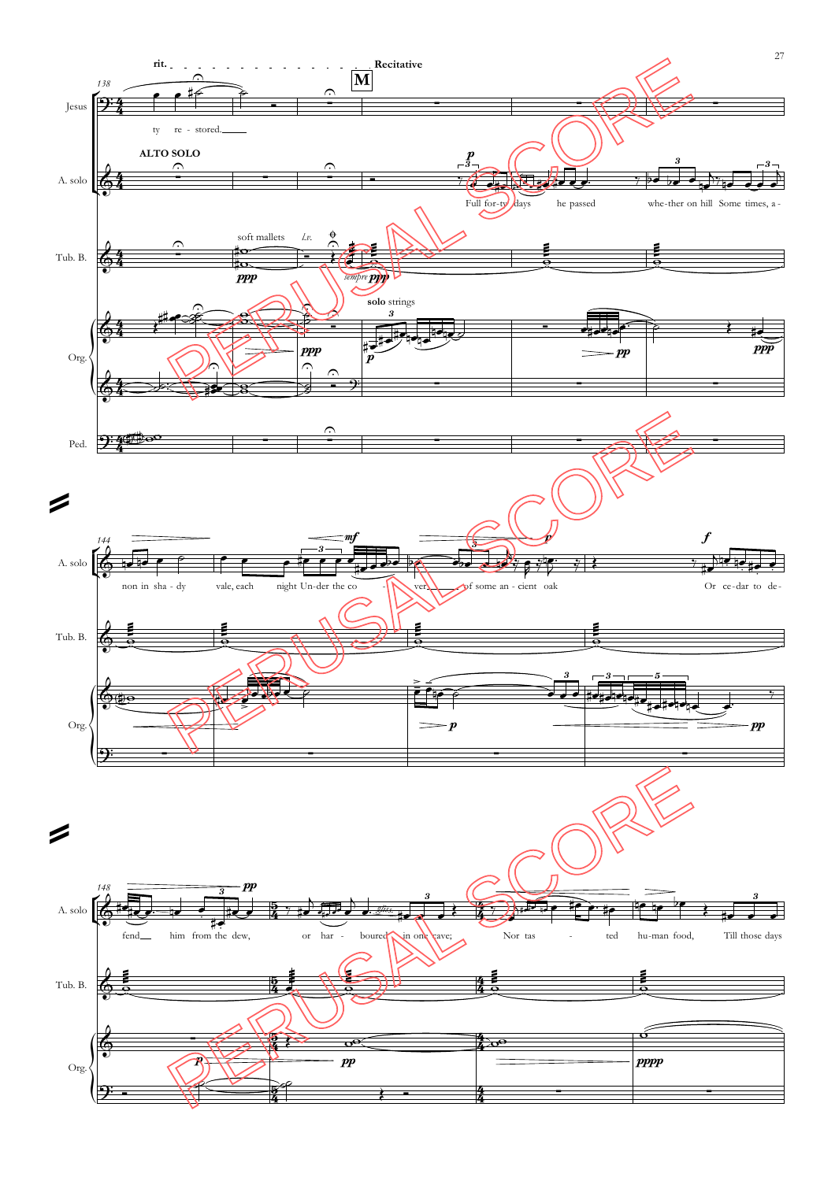rit. — Recitative

**M**

138

Jesus: ty re - stored.

ALTO SOLO

A. solo: Full for-ty days he passed whe-ther on hill Some times, a -

Tub. B. — soft mallets — *l.v.* — *sempre ppp*

Org. — solo strings

Ped.

144

A. solo: non in sha - dy vale, each night Un-der the co - vert of some an - cient oak Or ce-dar to de-

148

A. solo: fend him from the dew, or har - boured in one cave; Nor tas - ted hu-man food, Till those days

PERUSAL SCORE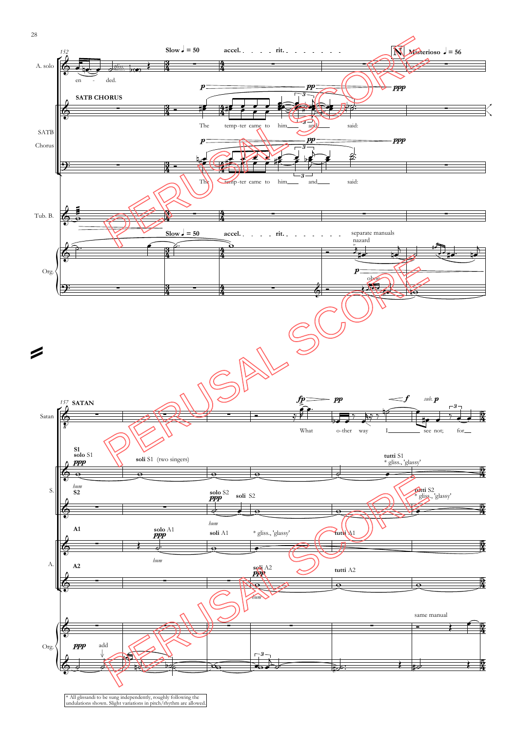* All glissandi to be sung independently, roughly following the undulations shown. Slight variations in pitch/rhythm are allowed.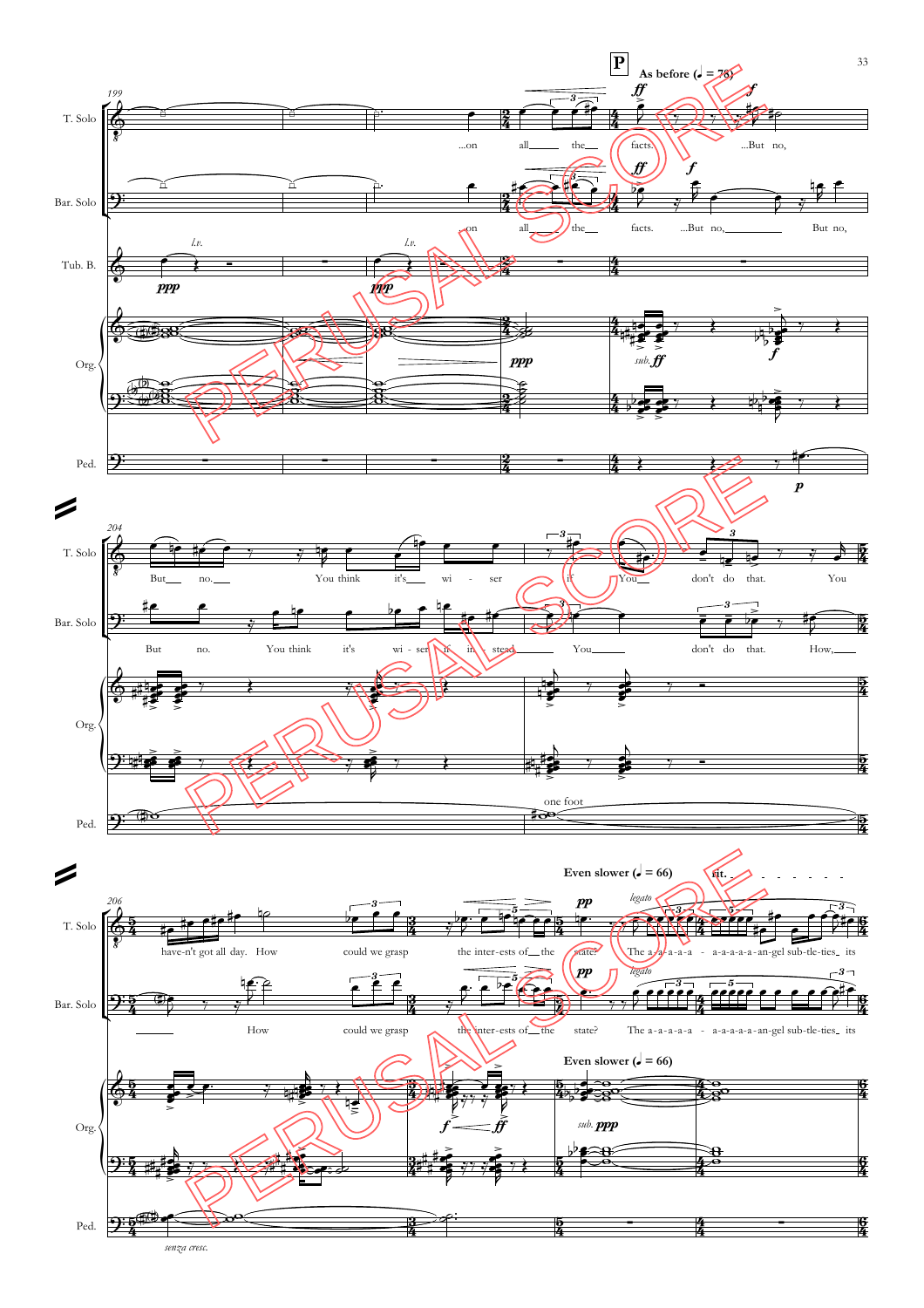**P** As before (♩ = 78)

T. Solo: ...on all the facts. ...But no, But no. You think it's wi - ser if You don't do that. You have-n't got all day. How could we grasp the inter-ests of the state? The a-a-a-a-a - a-a-a-a-a-an-gel sub-tle-ties its

Bar. Solo: ...on all the facts. ...But no, But no, But no. You think it's wi - ser if in - stead You don't do that. How, How could we grasp the inter-ests of the state? The a-a-a-a-a - a-a-a-a-a-an-gel sub-tle-ties its

Tub. B.: *l.v.* *ppp* *l.v.* *ppp*

Org.: *ppp* *sub.* ***ff*** ***f*** ***f*** ***ff*** *sub.* ***ppp***

Ped.: ***p*** one foot *senza cresc.*

Even slower (♩ = 66) rit.

*legato*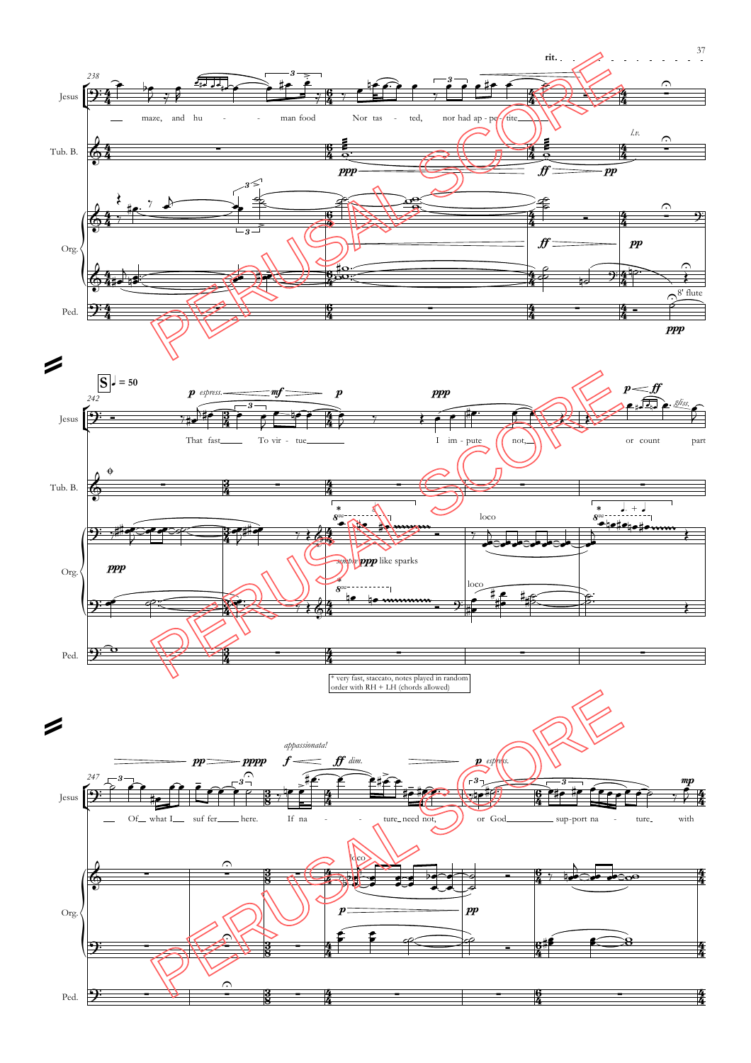* very fast, staccato, notes played in random order with RH + LH (chords allowed)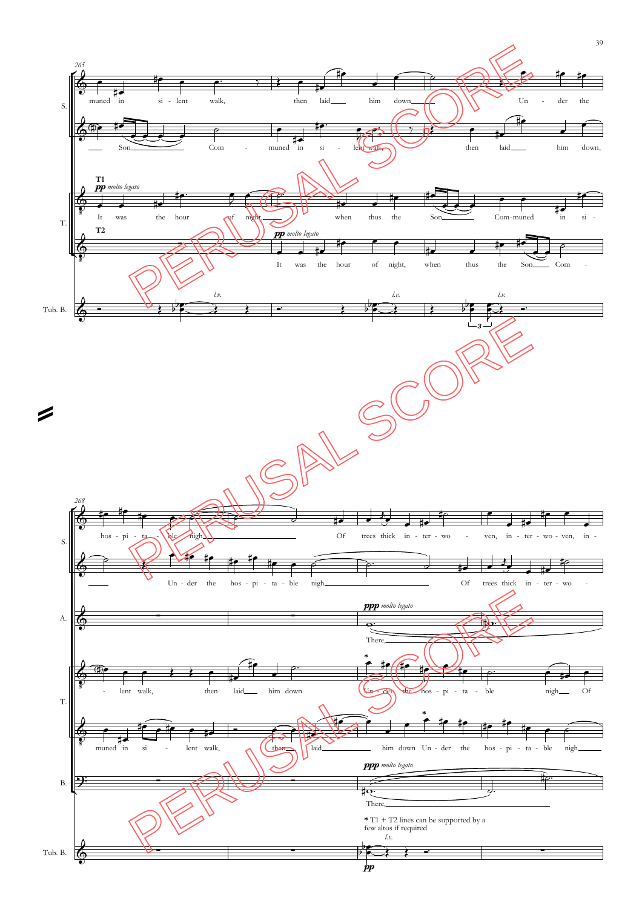* T1 + T2 lines can be supported by a few altos if required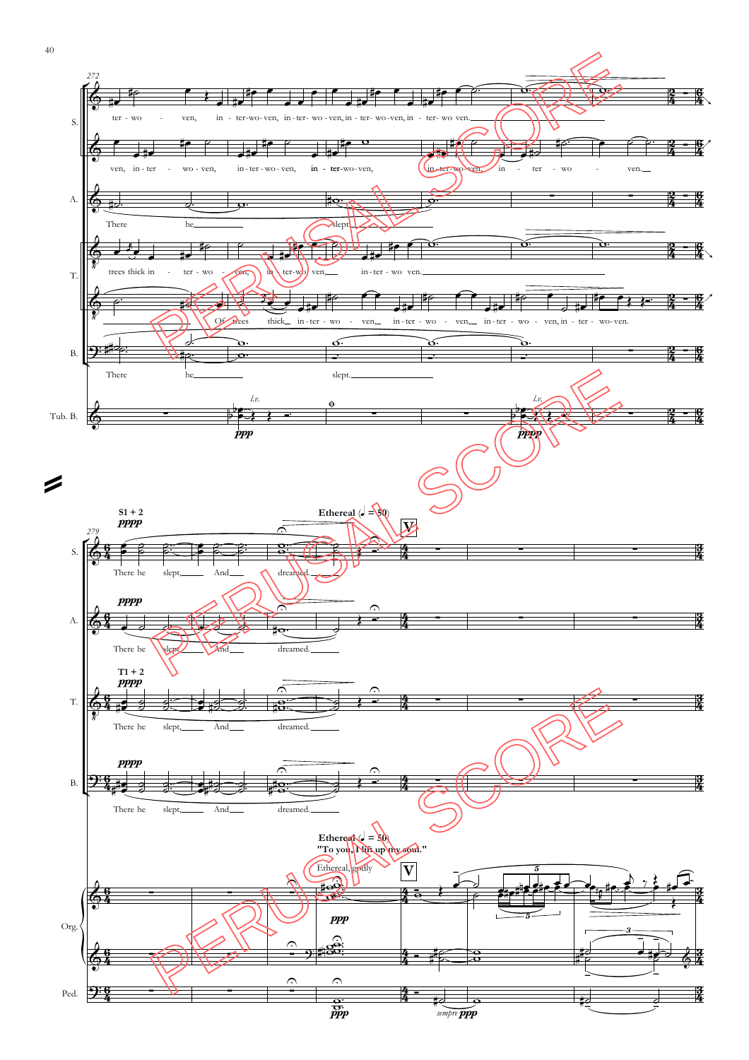272

S.: ter - wo - ven, in - ter-wo-ven, in-ter- wo-ven, in - ter- wo-ven, in - ter- wo ven.

ven, in - ter - wo - ven, in - ter - wo - ven, in - ter-wo-ven, in-ter-wo-ven, in - ter - wo - ven.

A.: There he slept.

T.: trees thick in - ter - wo - ven, in ter-wo ven, in - ter - wo ven.

Of trees thick in - ter - wo - ven, in - ter - wo - ven, in - ter - wo - ven, in - ter - wo-ven.

B.: There he slept.

Tub. B.: *l.v.* *ppp* *l.v.* *pppp*

279

S.: S1 + 2 *pppp* There he slept, And dreamed.

**Ethereal** (♩ = 50)

**V**

A.: *pppp* There he slept, And dreamed.

T.: T1 + 2 *pppp* There he slept, And dreamed.

B.: *pppp* There he slept, And dreamed.

Org.: **Ethereal** (♩ = 50) **"To you, I lift up my soul."** Ethereal, godly *ppp*

Ped.: *ppp* *sempre ppp*

PERUSAL SCORE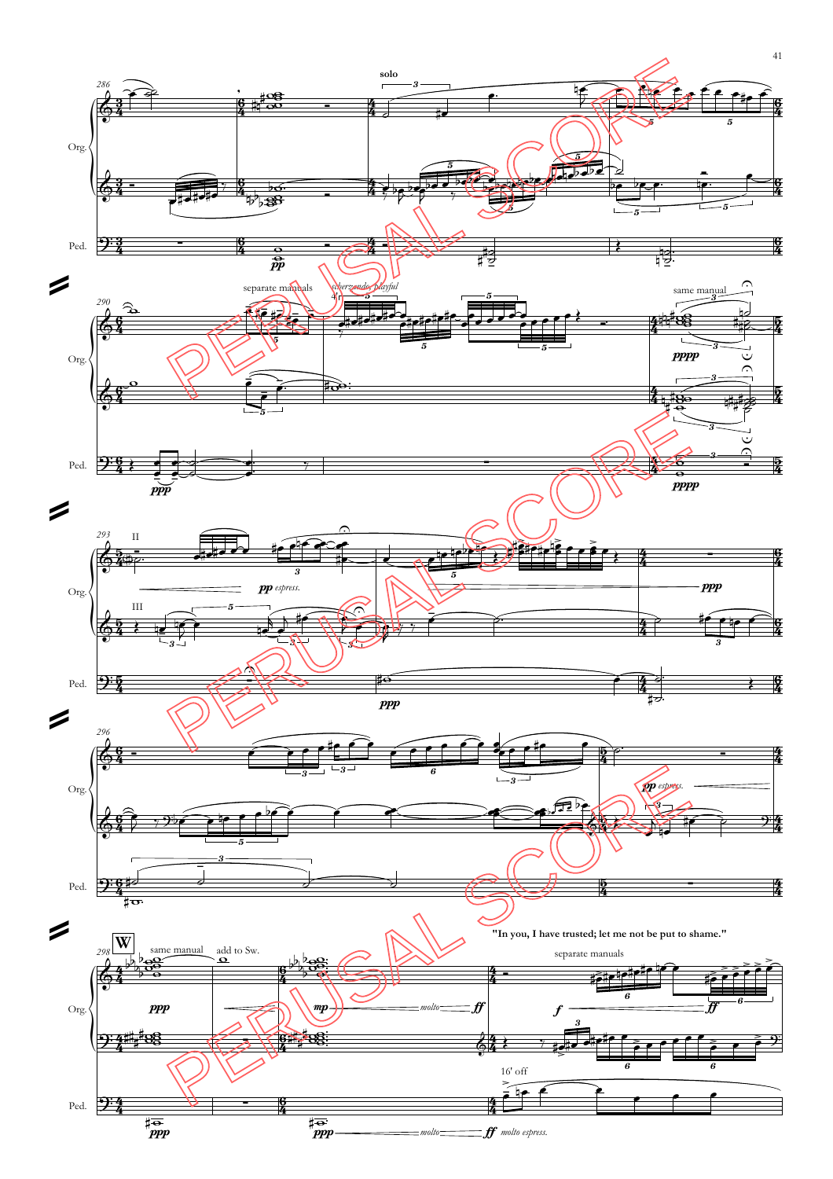solo

Org.

Ped.

separate manuals

*scherzando, playful*

same manual

Org.

Ped.

II

III

*pp espress.*

*ppp*

Org.

Ped.

*pp espress.*

Org.

Ped.

**W**

same manual

add to Sw.

"In you, I have trusted; let me not be put to shame."

separate manuals

*molto*

16' off

*molto espress.*

Org.

Ped.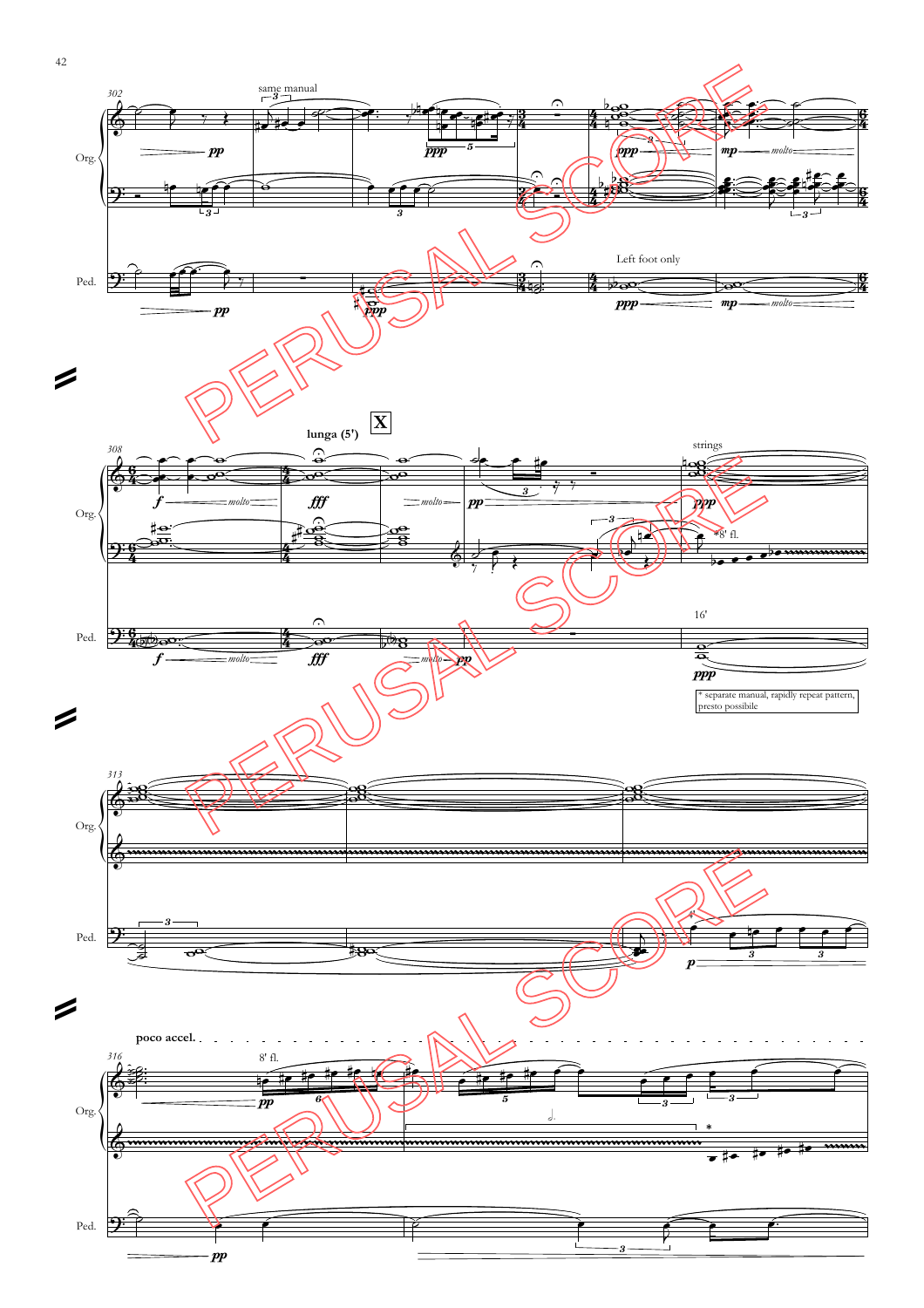\* separate manual, rapidly repeat pattern, presto possibile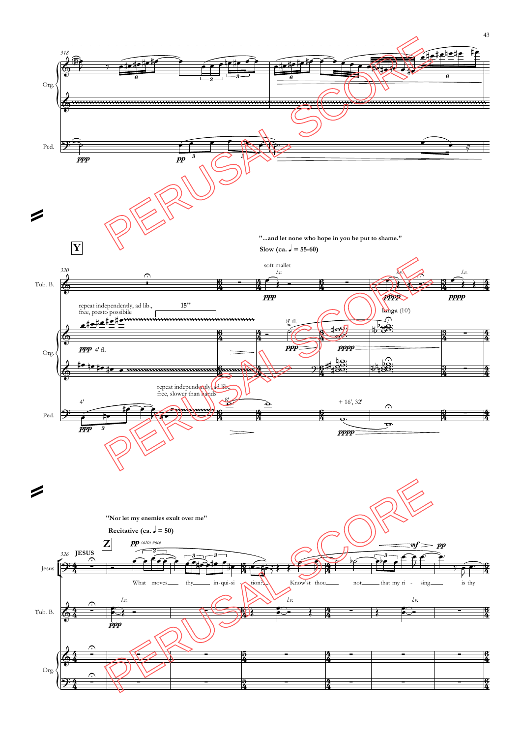"...and let none who hope in you be put to shame."

Slow (ca. ♩ = 55-60)

"Nor let my enemies exult over me"

Recitative (ca. ♩ = 50)

What moves thy in-qui-si - tion? Know'st thou not that my ri - sing is thy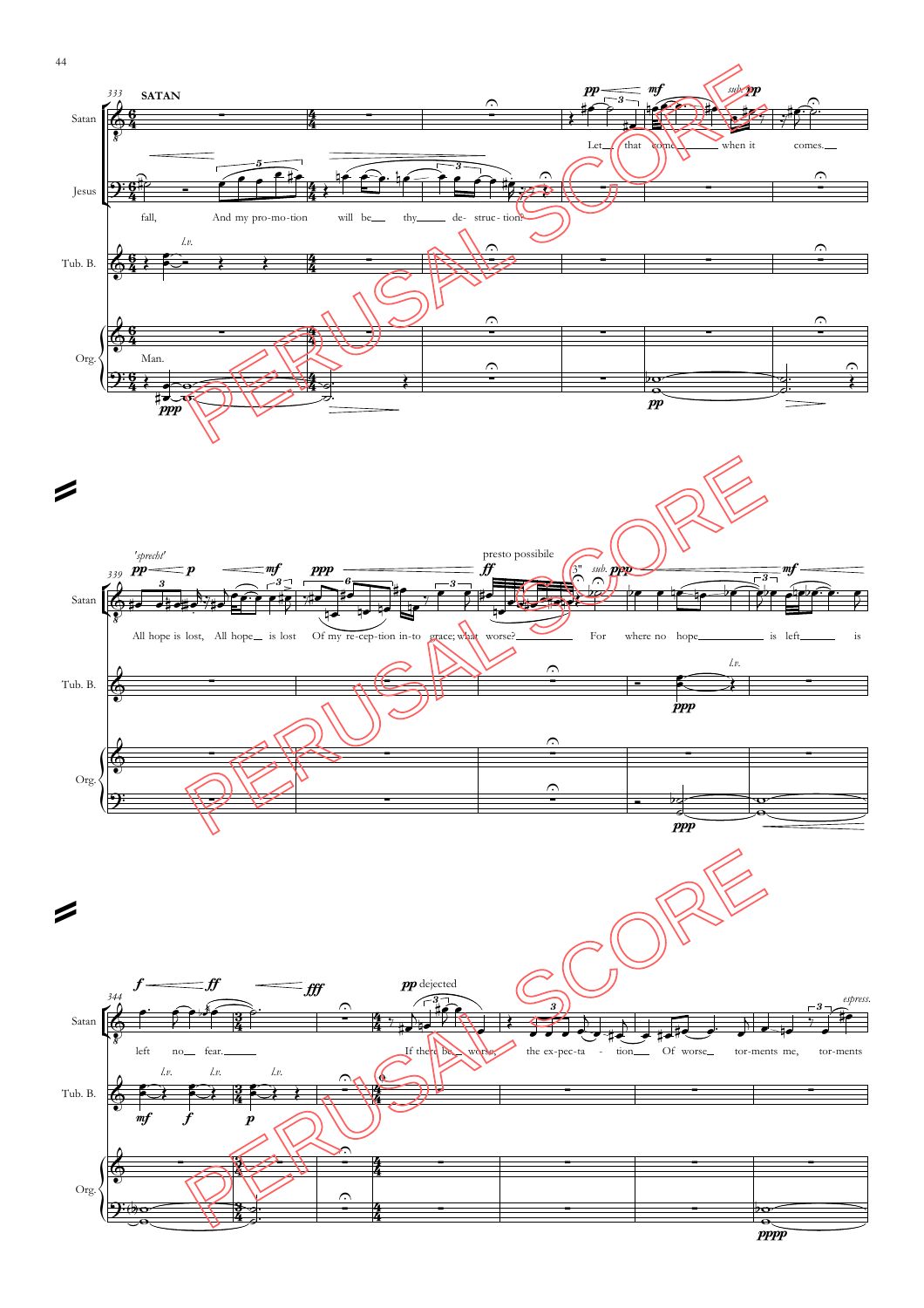SATAN

fall, And my pro-mo-tion will be thy de- struc- tion!

Let that come when it comes.

Man.

'sprecht'

All hope is lost, All hope is lost Of my re-cep-tion in-to grace; what worse?

presto possibile

For where no hope is left is

left no fear.

*pp* dejected

If there be worse, the ex-pec-ta - tion Of worse tor-ments me, tor-ments

*espress.*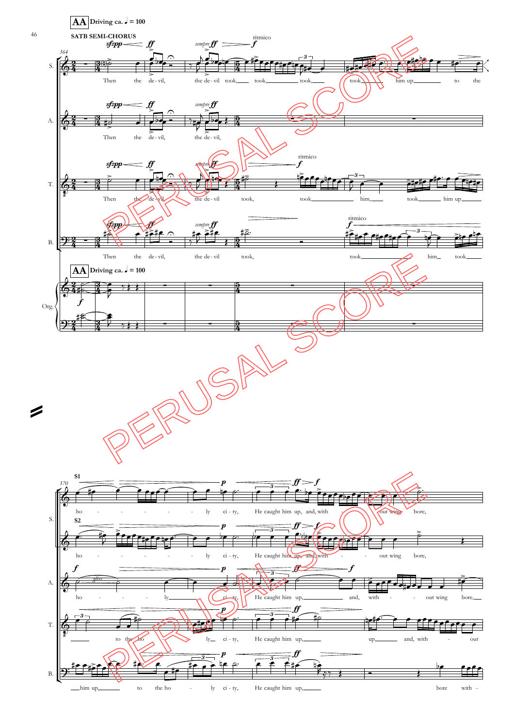**AA** Driving ca. ♩ = 100

SATB SEMI-CHORUS

S.: Then the de - vil, the de - vil took, took, took, took, him up to the

A.: Then the de - vil, the de - vil,

T.: Then the de - vil, the de - vil took, took him, took him up

B.: Then the de - vil, the de - vil took, took him, took

**AA** Driving ca. ♩ = 100

Org.

S1: ho - ly ci - ty, He caught him up, and, with - out wing bore,

S2: ho - ly ci - ty, He caught him up, and, with - out wing bore,

A.: ho - ly ci - ty, He caught him up, and, with - out wing bore,

T.: to the ho - ly ci - ty, He caught him up, up, and, with - out

B.: him up to the ho - ly ci - ty, He caught him up, bore with -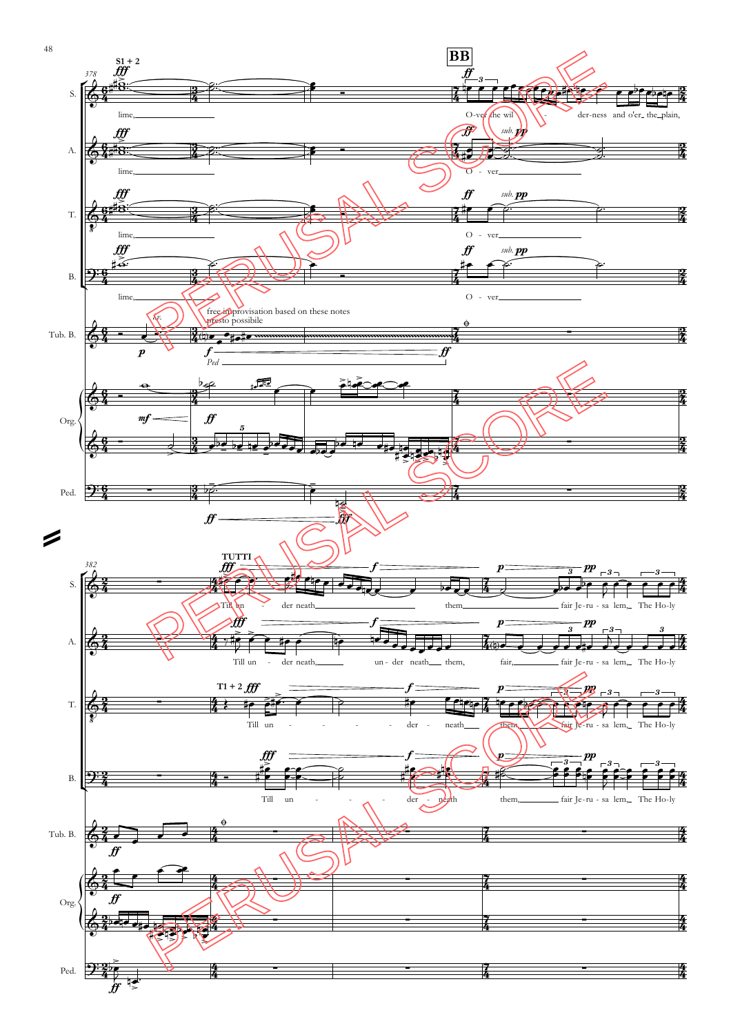**BB**

S1 + 2

lime,

O-ver the wil - der-ness and o'er the plain,

O - ver

free improvisation based on these notes
presto possibile

Ped

TUTTI

Till un - der neath them, fair Je-ru - sa lem, The Ho-ly

Till un - der neath, un - der neath them, fair, fair Je-ru - sa lem, The Ho-ly

T1 + 2

Till un - der - neath them, fair Je-ru - sa lem, The Ho-ly

Till un - der - neath them, fair Je-ru - sa lem, The Ho-ly

PERUSAL SCORE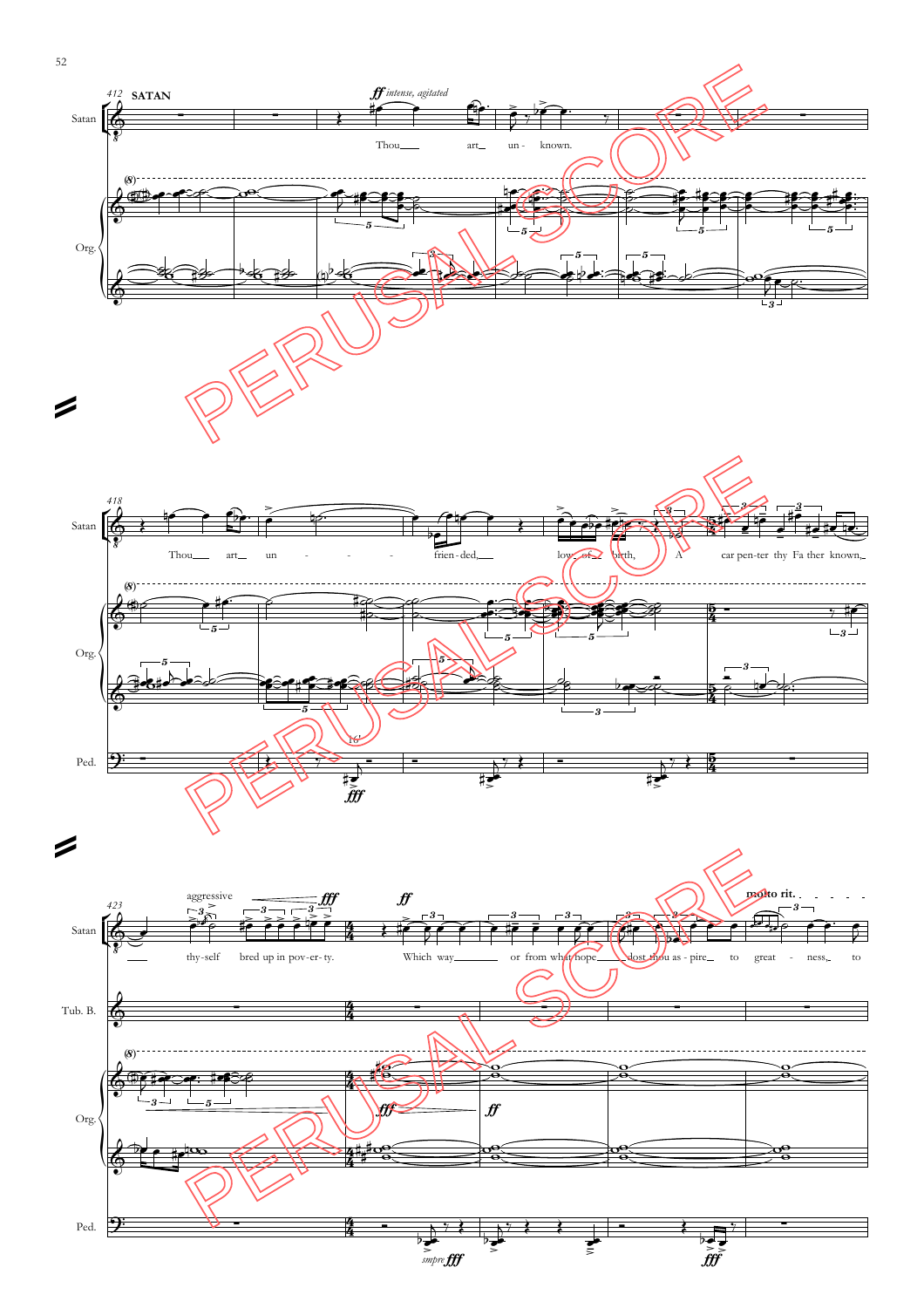412 **SATAN**

*ff intense, agitated*

Satan: Thou___ art___ un - known.

Org.

418

Satan: Thou___ art___ un - - - - frien - ded,___ low___ of___ birth, A car pen - ter thy Fa ther known,___

Org.

Ped. 16' *fff*

423

*aggressive* *fff* *ff*

Satan: ___ thy - self bred up in pov - er - ty. Which way___ or from what hope___ dost thou as - pire___ to great - ness___ to

**molto rit.**

Tub. B.

Org. *fff* *ff*

Ped. *smpre fff* *fff*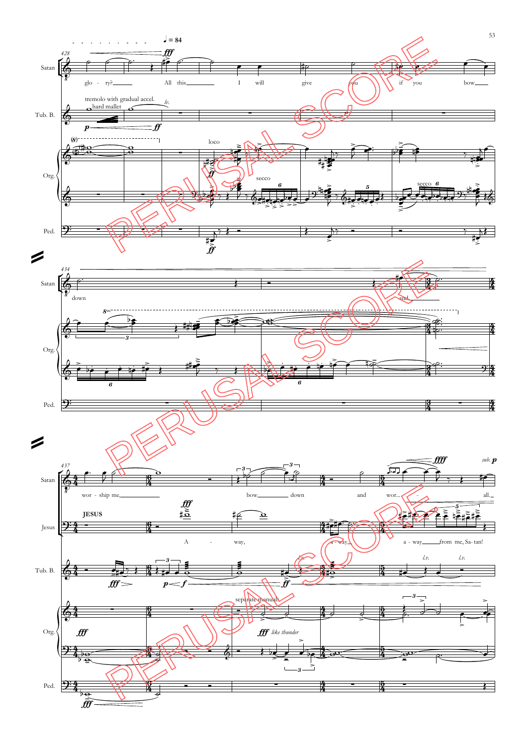♩ = 84

**Satan**: glo - ry? All this I will give you if you bow down and wor - ship me, bow down and wor... all.

**JESUS**: A - way, a - way, a - way from me, Sa - tan!

**Tub. B.**: tremolo with gradual accel. hard mallet; l.v.

**Org.**: loco; secco; separate manuals; *fff like thunder*

**Ped.**

*p* — *ff* — *fff* — *ffff* — *sub.* *p*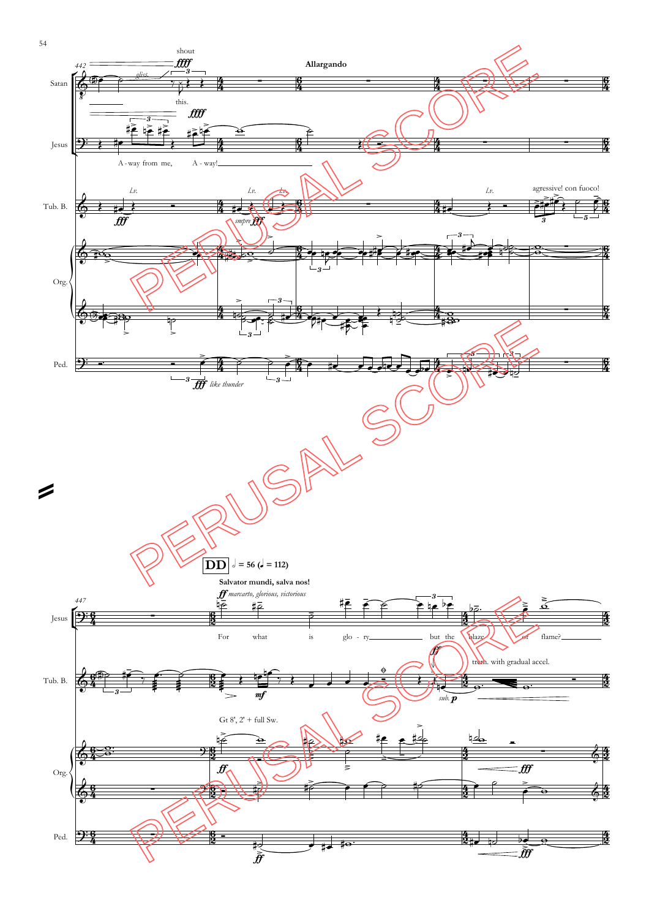Allargando

shout

this.

A-way from me, A - way!

agressive! con fuoco!

*smpre* *fff*

*fff like thunder*

**DD** 𝅗𝅥 = 56 (♩ = 112)

**Salvator mundi, salva nos!**

*ff marcarto, glorious, victorious*

For what is glo - ry but the blaze of flame?

trem. with gradual accel.

*sub.* *p*

Gt 8', 2' + full Sw.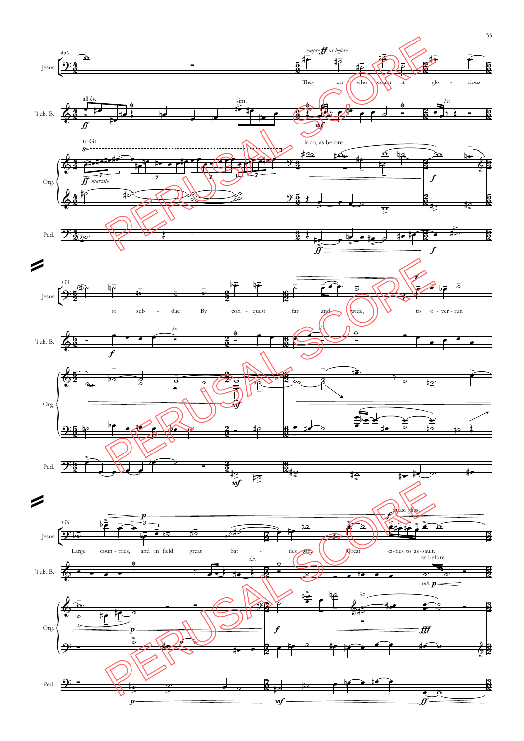They err who count it glo - rious to sub - due By con - quest far and wide, to o - ver - run Large coun - tries, and in field great bat - tles win, Great ci - ties to as - sault.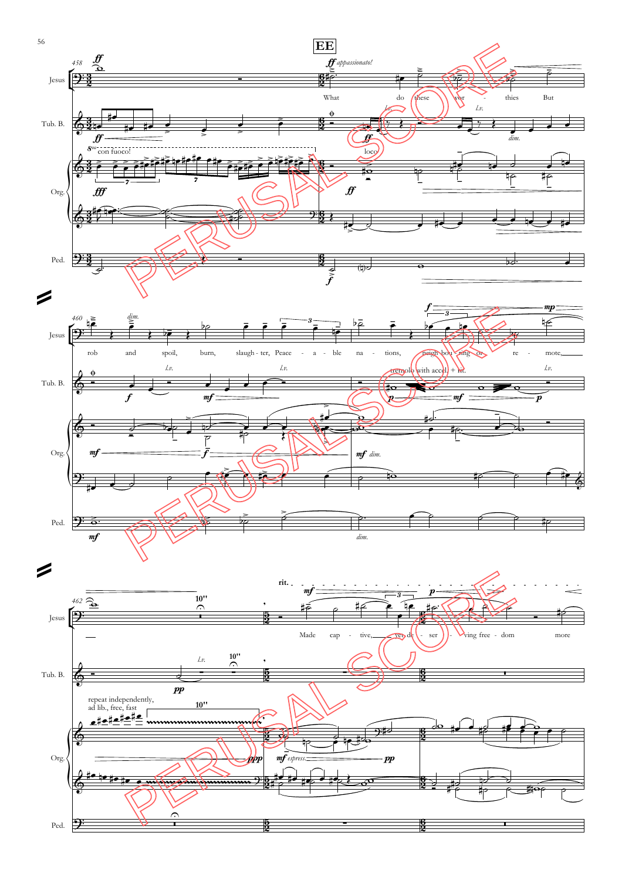**EE**

Jesus, Tub. B., Org., Ped.

458

*ff appassionato!*

What do these wor - thies But rob and spoil, burn, slaugh - ter, Peace - a - ble na - tions, neigh - bou - ring or re - mote,

*con fuoco!*

*loco*

*l.v.*

*dim.*

460

*tremolo with accel. + rit.*

462

10''

rit.

Made cap - tive, yet de - ser - ving free - dom more

*repeat independently, ad lib., free, fast*

*mf espress.*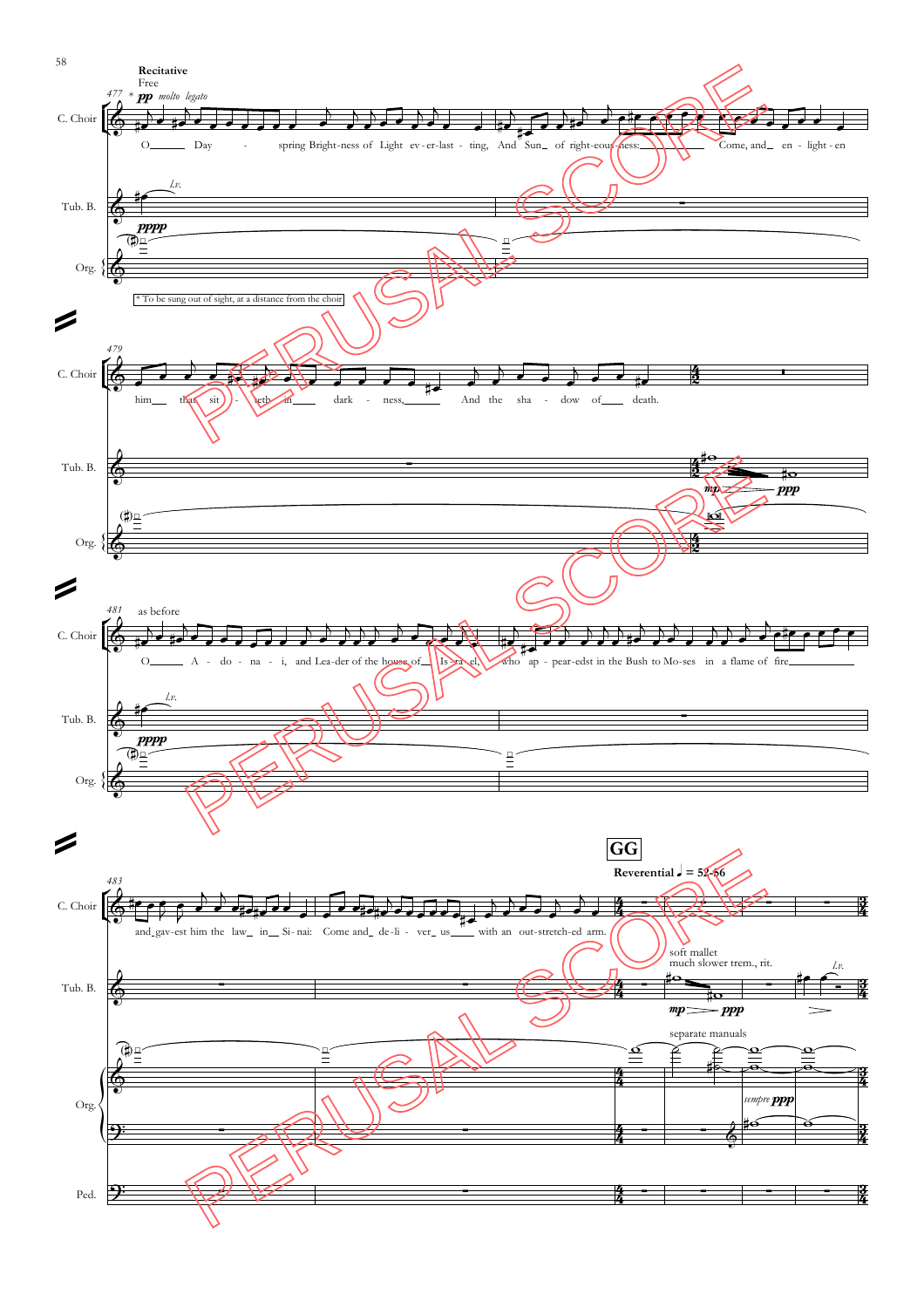Recitative

Free

477 * pp molto legato

C. Choir

O Day - spring Bright-ness of Light ev-er-last - ting, And Sun of right-eous-ness: Come, and en - light - en

Tub. B.

l.v.

pppp

Org.

* To be sung out of sight, at a distance from the choir

479

him that sit - teth in dark - ness, And the sha - dow of death.

mp ppp

481 as before

O A - do - na - i, and Lea-der of the house of Is-ra-el, who ap - pear-edst in the Bush to Mo-ses in a flame of fire

l.v.

pppp

483

and gav-est him the law in Si-nai: Come and de-li - ver us with an out-stretch-ed arm.

GG

Reverential ♩ = 52-56

soft mallet

much slower trem., rit.

mp ppp

l.v.

separate manuals

sempre ppp

Ped.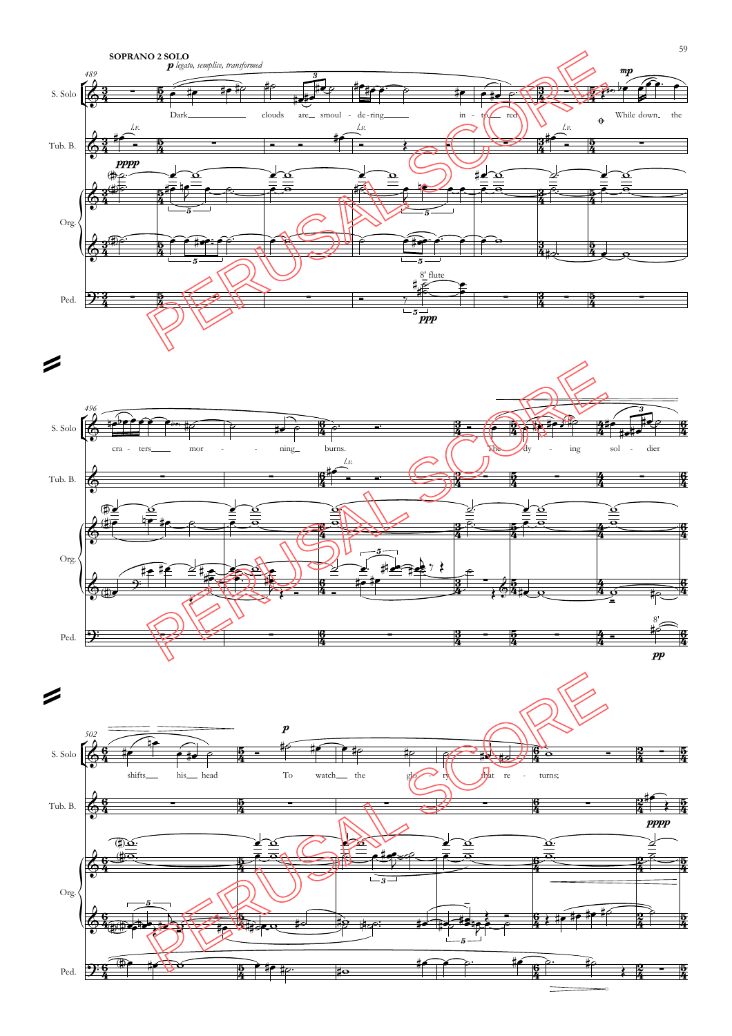SOPRANO 2 SOLO

*p legato, semplice, transformed*

489

S. Solo: Dark clouds are smoul - de-ring in - to red While down the

Tub. B. *l.v.*

Org. *pppp*

Ped. 8' flute *ppp*

496

S. Solo: cra - ters mor - ning burns. The dy - ing sol - dier

Tub. B. *l.v.*

Org.

Ped. 8' *pp*

502

S. Solo: shifts his head To watch the glo - ry that re - turns;

*p*

Tub. B. *pppp*

Org.

Ped.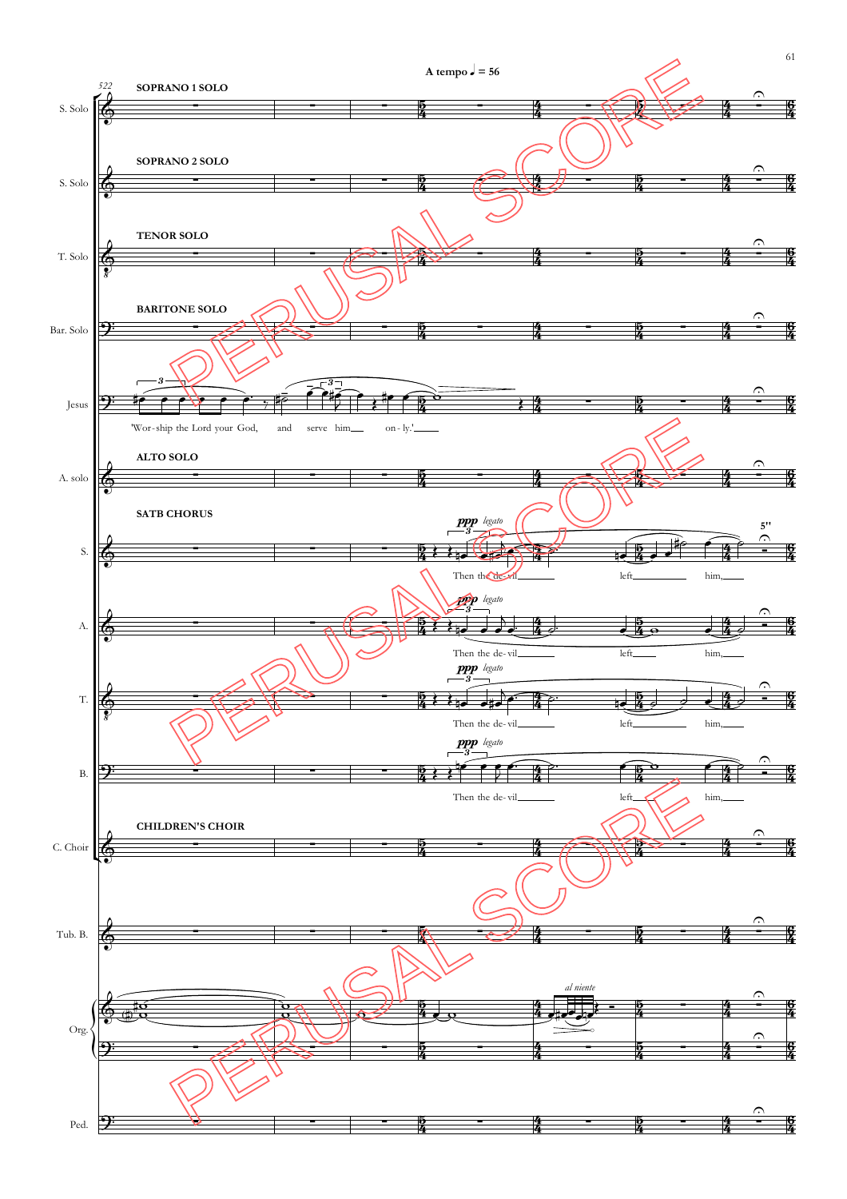A tempo ♩ = 56

522

SOPRANO 1 SOLO

SOPRANO 2 SOLO

TENOR SOLO

BARITONE SOLO

Jesus: 'Wor-ship the Lord your God, and serve him___ on-ly.'___

ALTO SOLO

SATB CHORUS

S.: *ppp legato* Then the de-vil___ left___ him,___

A.: *ppp legato* Then the de-vil___ left___ him,___

T.: *ppp legato* Then the de-vil___ left___ him,___

B.: *ppp legato* Then the de-vil___ left___ him,___

5''

CHILDREN'S CHOIR

Tub. B.

Org. *al niente*

Ped.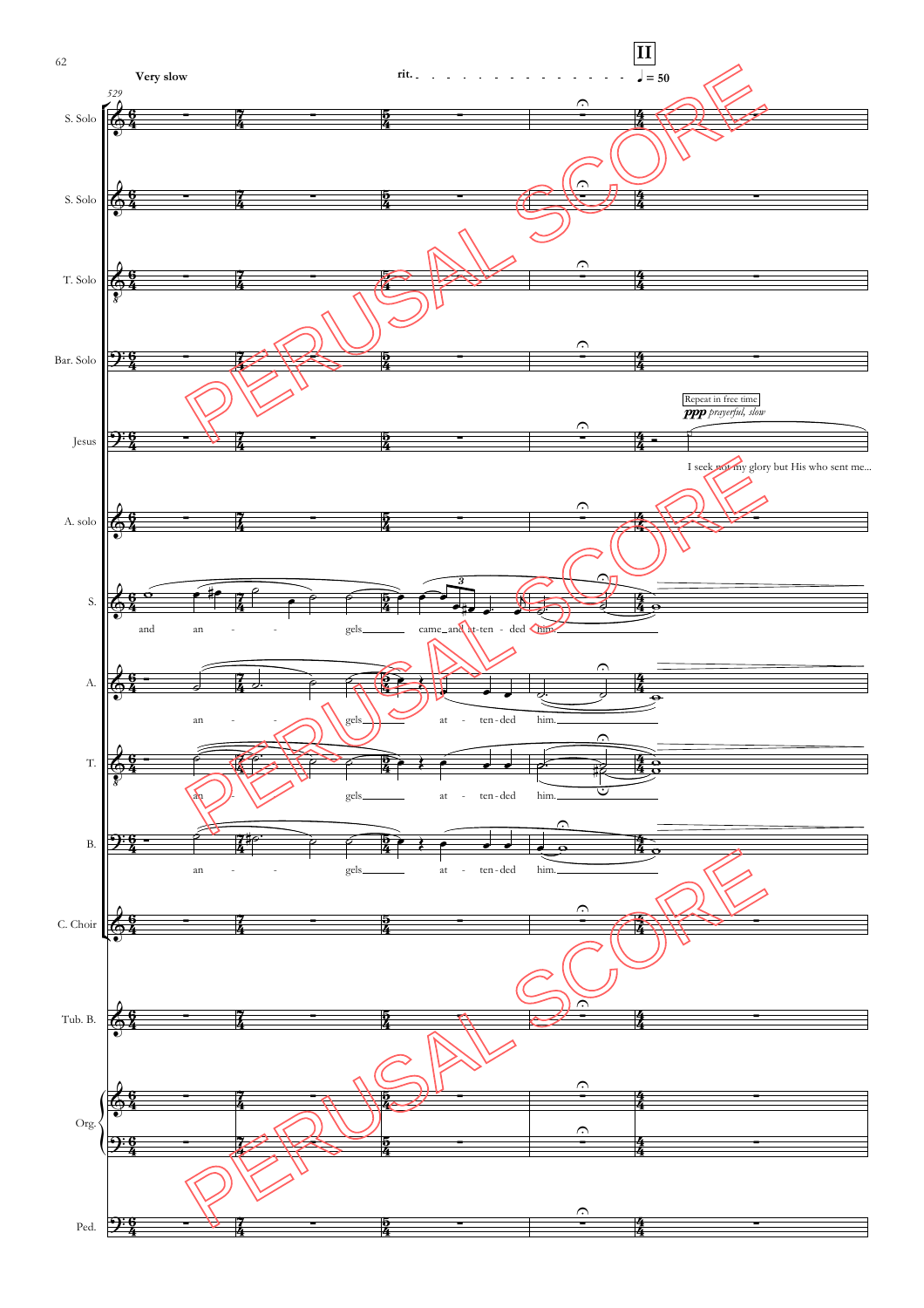Very slow

rit.

**II**

♩ = 50

Repeat in free time

*ppp prayerful, slow*

I seek not my glory but His who sent me...

and an - gels came and at-ten - ded him.

an - gels at - ten-ded him.

an - gels at - ten-ded him.

an - gels at - ten-ded him.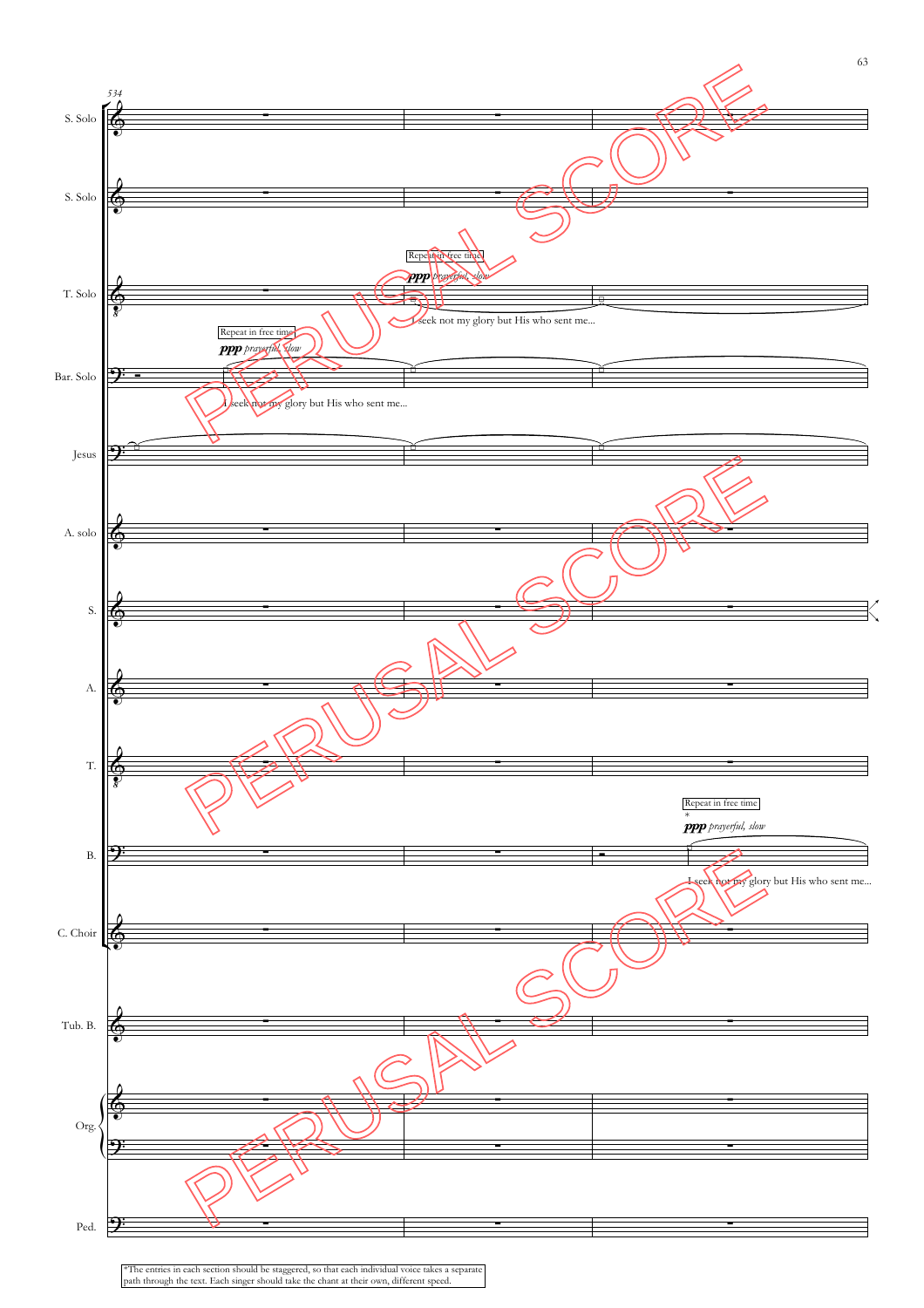534

S. Solo

S. Solo

T. Solo — Repeat in free time — *ppp prayerful, slow* — I seek not my glory but His who sent me...

Bar. Solo — Repeat in free time — *ppp prayerful, slow* — I seek not my glory but His who sent me...

Jesus

A. solo

S.

A.

T.

B. — Repeat in free time * — *ppp prayerful, slow* — I seek not my glory but His who sent me...

C. Choir

Tub. B.

Org.

Ped.

*The entries in each section should be staggered, so that each individual voice takes a separate path through the text. Each singer should take the chant at their own, different speed.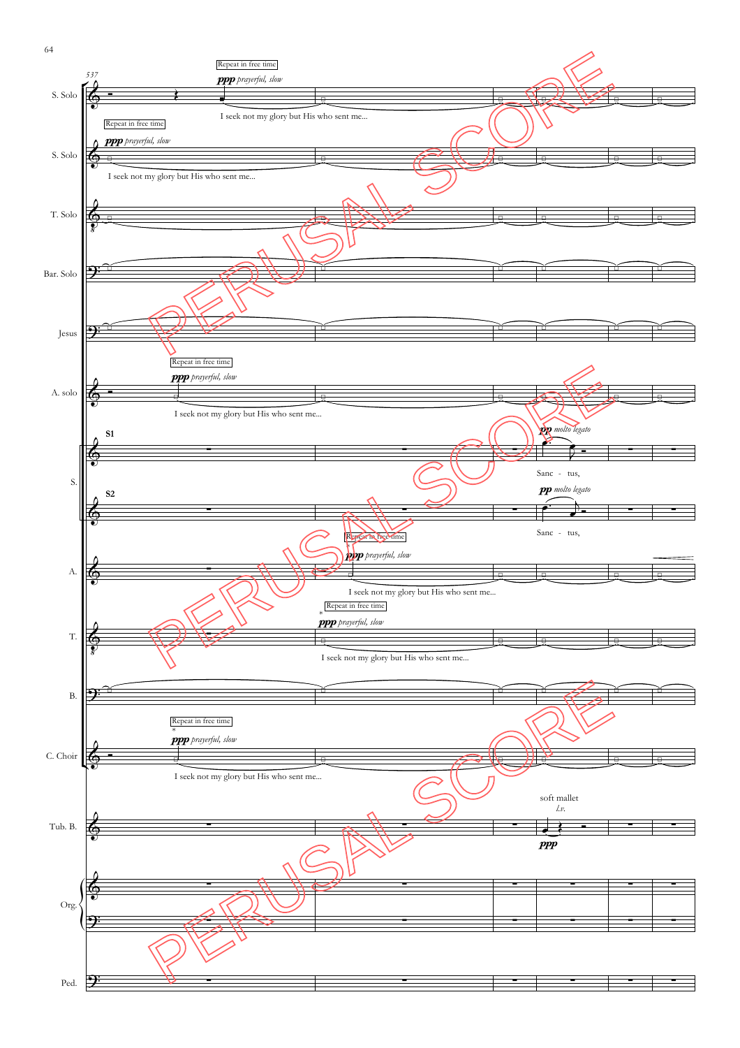537

S. Solo — Repeat in free time — *ppp prayerful, slow* — I seek not my glory but His who sent me...

S. Solo — Repeat in free time — *ppp prayerful, slow* — I seek not my glory but His who sent me...

T. Solo

Bar. Solo

Jesus

A. solo — Repeat in free time — *ppp prayerful, slow* — I seek not my glory but His who sent me...

S. — **S1** — *pp molto legato* — Sanc - tus,

**S2** — *pp molto legato* — Sanc - tus,

A. — Repeat in free time — *ppp prayerful, slow* — I seek not my glory but His who sent me...

T. — Repeat in free time — * — *ppp prayerful, slow* — I seek not my glory but His who sent me...

B.

C. Choir — Repeat in free time — * — *ppp prayerful, slow* — I seek not my glory but His who sent me...

Tub. B. — soft mallet — *l.v.* — *ppp*

Org.

Ped.

PERUSAL SCORE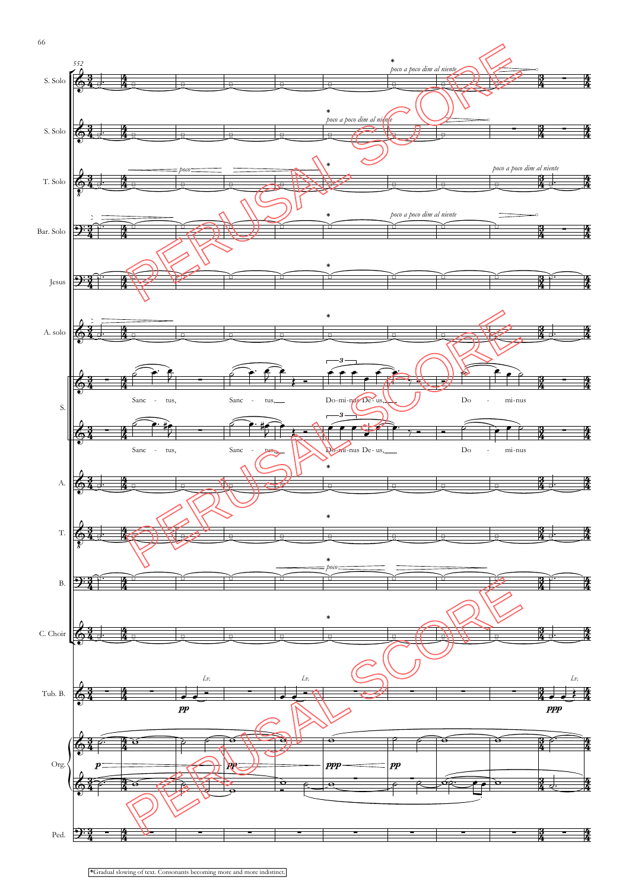*Gradual slowing of text. Consonants becoming more and more indistinct.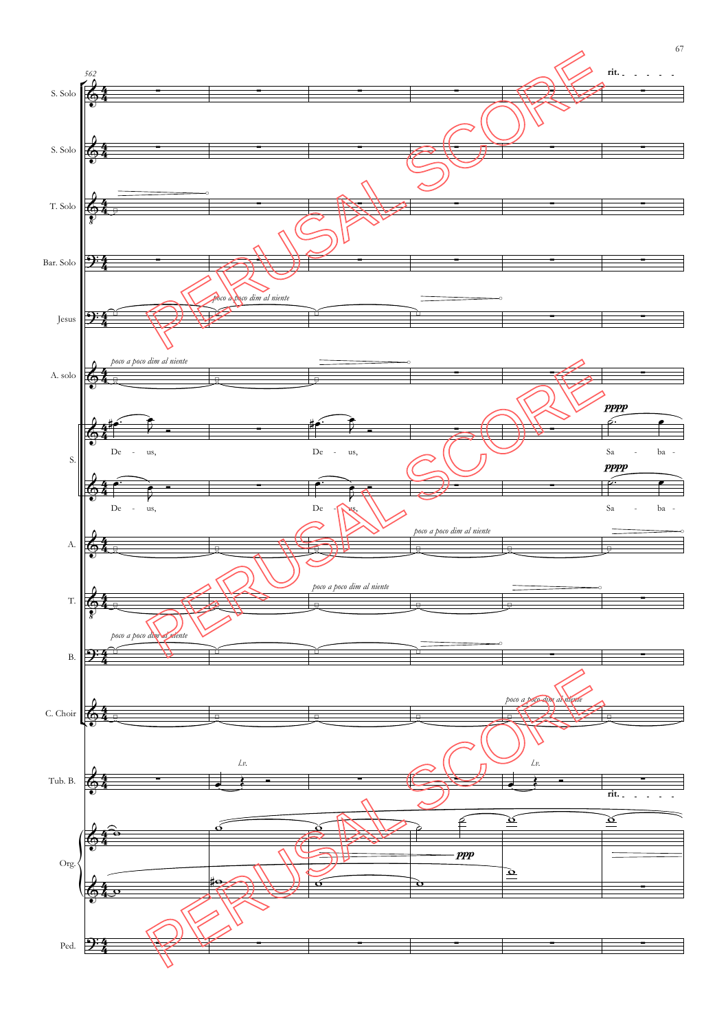562

S. Solo

S. Solo

T. Solo

Bar. Solo

Jesus

*poco a poco dim al niente*

A. solo

*poco a poco dim al niente*

S.

De - us,

De - us,

De - us,

De - us,

**pppp**

Sa - ba -

**pppp**

Sa - ba -

A.

*poco a poco dim al niente*

T.

*poco a poco dim al niente*

B.

*poco a poco dim al niente*

C. Choir

*poco a poco dim al niente*

Tub. B.

*l.v.*

*l.v.*

**rit.**

Org.

*ppp*

Ped.

**rit.**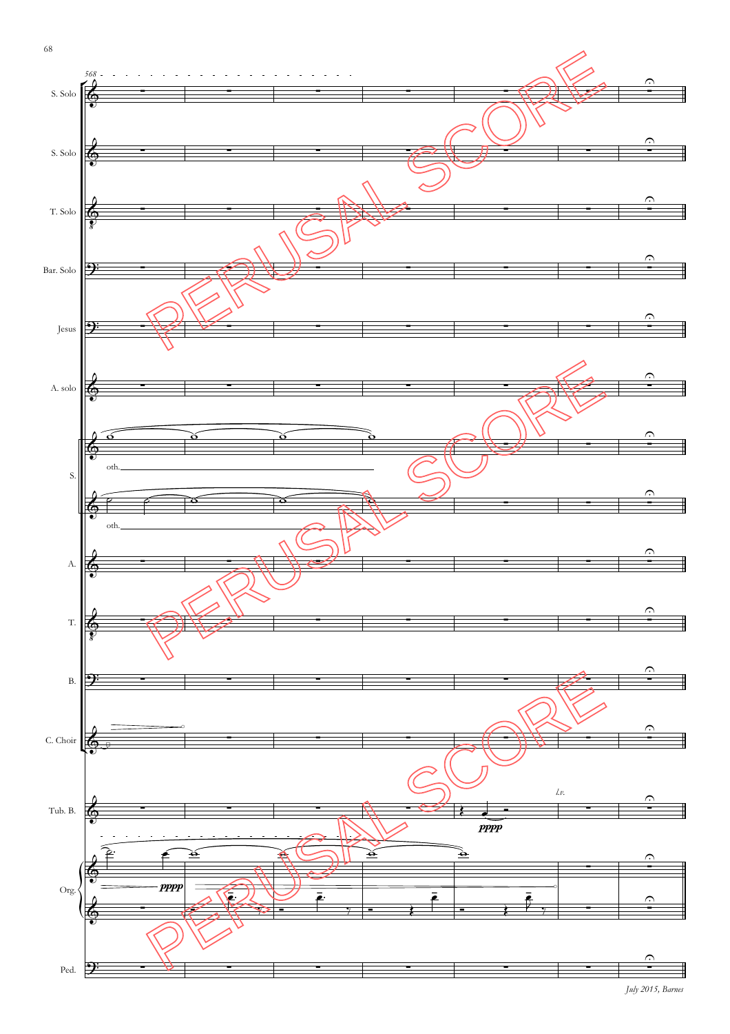S. Solo

S. Solo

T. Solo

Bar. Solo

Jesus

A. solo

S.

oth.

oth.

A.

T.

B.

C. Choir

Tub. B.

*pppp*

*l.v.*

Org.

*pppp*

Ped.

*July 2015, Barnes*